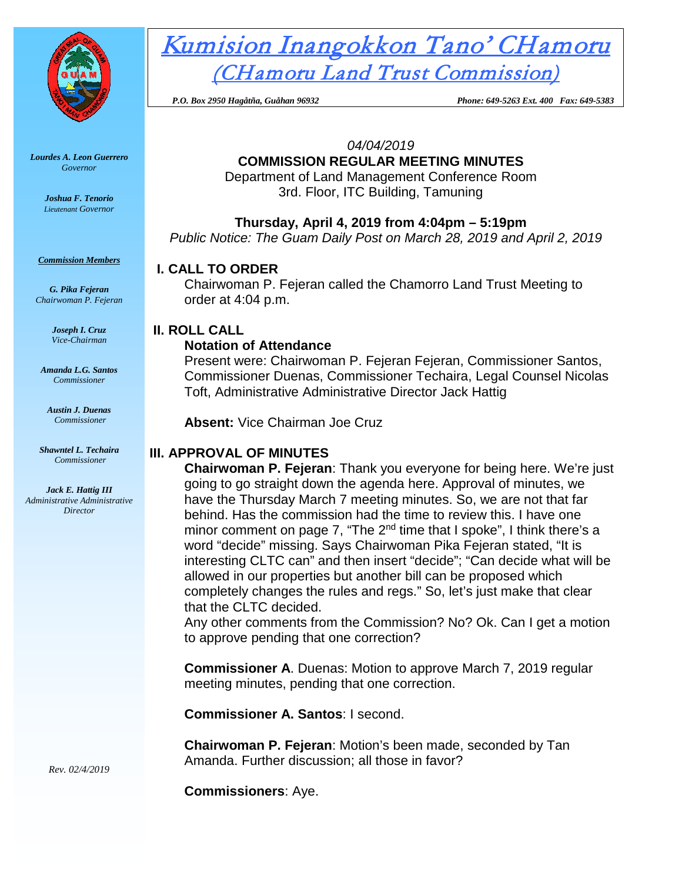# Kumision Inangokkon Tano' CHamoru
## (CHamoru Land Trust Commission)

*P.O. Box 2950 Hagåtña, Guåhan 96932* *Phone: 649-5263 Ext. 400 Fax: 649-5383*

***Lourdes A. Leon Guerrero***
*Governor*

***Joshua F. Tenorio***
*Lieutenant Governor*

***Commission Members***

***G. Pika Fejeran***
*Chairwoman P. Fejeran*

***Joseph I. Cruz***
*Vice-Chairman*

***Amanda L.G. Santos***
*Commissioner*

***Austin J. Duenas***
*Commissioner*

***Shawntel L. Techaira***
*Commissioner*

***Jack E. Hattig III***
*Administrative Administrative Director*

*Rev. 02/4/2019*

*04/04/2019*

**COMMISSION REGULAR MEETING MINUTES**

Department of Land Management Conference Room
3rd. Floor, ITC Building, Tamuning

**Thursday, April 4, 2019 from 4:04pm – 5:19pm**

*Public Notice: The Guam Daily Post on March 28, 2019 and April 2, 2019*

## I. CALL TO ORDER

Chairwoman P. Fejeran called the Chamorro Land Trust Meeting to order at 4:04 p.m.

## II. ROLL CALL

### Notation of Attendance

Present were: Chairwoman P. Fejeran Fejeran, Commissioner Santos, Commissioner Duenas, Commissioner Techaira, Legal Counsel Nicolas Toft, Administrative Administrative Director Jack Hattig

**Absent:** Vice Chairman Joe Cruz

## III. APPROVAL OF MINUTES

**Chairwoman P. Fejeran**: Thank you everyone for being here. We're just going to go straight down the agenda here. Approval of minutes, we have the Thursday March 7 meeting minutes. So, we are not that far behind. Has the commission had the time to review this. I have one minor comment on page 7, "The 2nd time that I spoke", I think there's a word "decide" missing. Says Chairwoman Pika Fejeran stated, "It is interesting CLTC can" and then insert "decide"; "Can decide what will be allowed in our properties but another bill can be proposed which completely changes the rules and regs." So, let's just make that clear that the CLTC decided.
Any other comments from the Commission? No? Ok. Can I get a motion to approve pending that one correction?

**Commissioner A**. Duenas: Motion to approve March 7, 2019 regular meeting minutes, pending that one correction.

**Commissioner A. Santos**: I second.

**Chairwoman P. Fejeran**: Motion's been made, seconded by Tan Amanda. Further discussion; all those in favor?

**Commissioners**: Aye.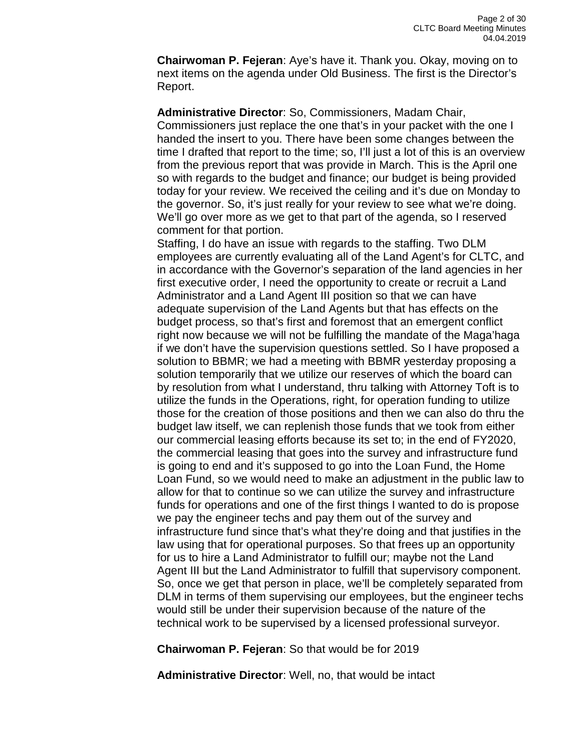**Chairwoman P. Fejeran**: Aye's have it. Thank you. Okay, moving on to next items on the agenda under Old Business. The first is the Director's Report.

**Administrative Director**: So, Commissioners, Madam Chair, Commissioners just replace the one that's in your packet with the one I handed the insert to you. There have been some changes between the time I drafted that report to the time; so, I'll just a lot of this is an overview from the previous report that was provide in March. This is the April one so with regards to the budget and finance; our budget is being provided today for your review. We received the ceiling and it's due on Monday to the governor. So, it's just really for your review to see what we're doing. We'll go over more as we get to that part of the agenda, so I reserved comment for that portion.
Staffing, I do have an issue with regards to the staffing. Two DLM employees are currently evaluating all of the Land Agent's for CLTC, and in accordance with the Governor's separation of the land agencies in her first executive order, I need the opportunity to create or recruit a Land Administrator and a Land Agent III position so that we can have adequate supervision of the Land Agents but that has effects on the budget process, so that's first and foremost that an emergent conflict right now because we will not be fulfilling the mandate of the Maga'haga if we don't have the supervision questions settled. So I have proposed a solution to BBMR; we had a meeting with BBMR yesterday proposing a solution temporarily that we utilize our reserves of which the board can by resolution from what I understand, thru talking with Attorney Toft is to utilize the funds in the Operations, right, for operation funding to utilize those for the creation of those positions and then we can also do thru the budget law itself, we can replenish those funds that we took from either our commercial leasing efforts because its set to; in the end of FY2020, the commercial leasing that goes into the survey and infrastructure fund is going to end and it's supposed to go into the Loan Fund, the Home Loan Fund, so we would need to make an adjustment in the public law to allow for that to continue so we can utilize the survey and infrastructure funds for operations and one of the first things I wanted to do is propose we pay the engineer techs and pay them out of the survey and infrastructure fund since that's what they're doing and that justifies in the law using that for operational purposes. So that frees up an opportunity for us to hire a Land Administrator to fulfill our; maybe not the Land Agent III but the Land Administrator to fulfill that supervisory component. So, once we get that person in place, we'll be completely separated from DLM in terms of them supervising our employees, but the engineer techs would still be under their supervision because of the nature of the technical work to be supervised by a licensed professional surveyor.

**Chairwoman P. Fejeran**: So that would be for 2019

**Administrative Director**: Well, no, that would be intact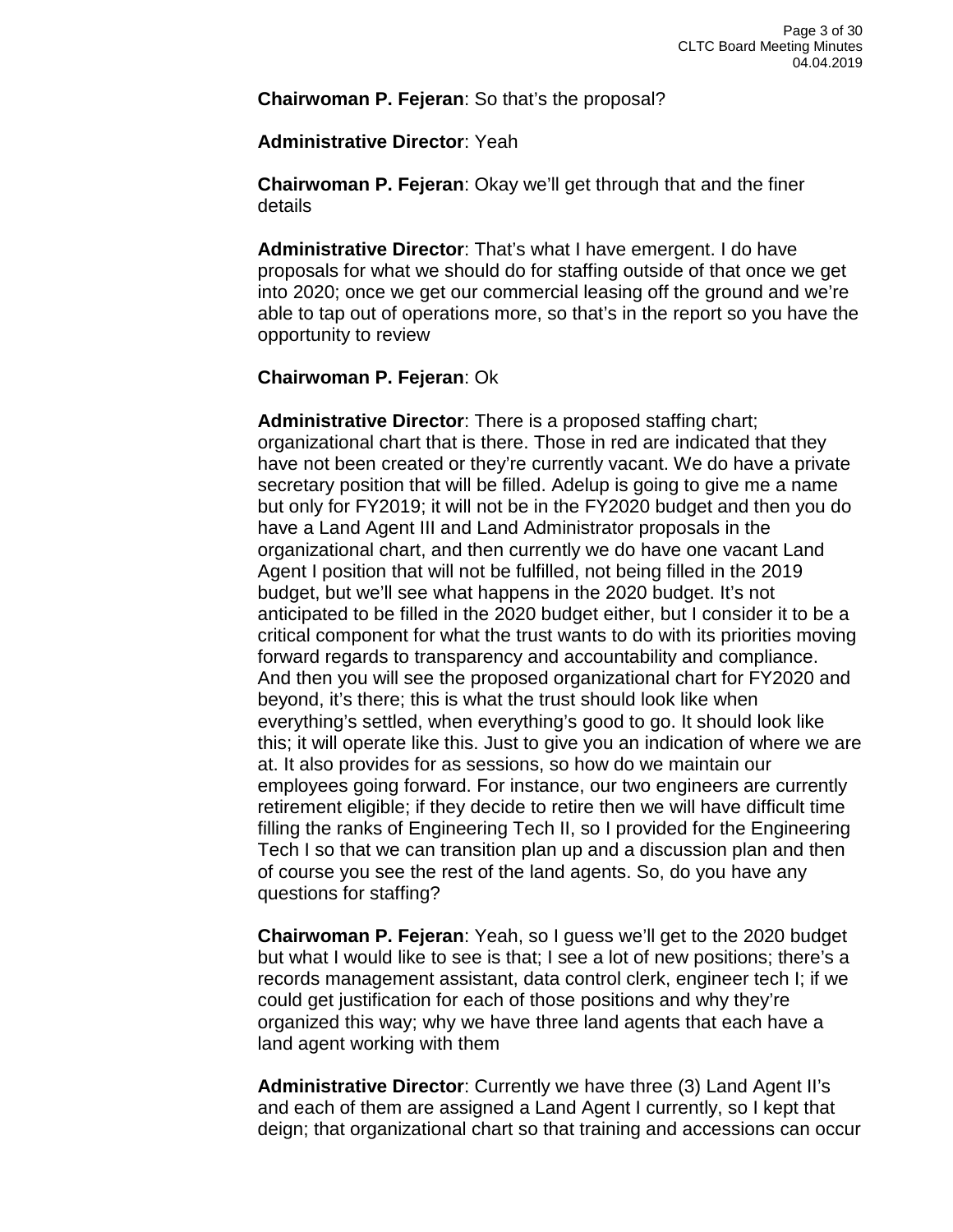**Chairwoman P. Fejeran**: So that's the proposal?

**Administrative Director**: Yeah

**Chairwoman P. Fejeran**: Okay we'll get through that and the finer details

**Administrative Director**: That's what I have emergent. I do have proposals for what we should do for staffing outside of that once we get into 2020; once we get our commercial leasing off the ground and we're able to tap out of operations more, so that's in the report so you have the opportunity to review

**Chairwoman P. Fejeran**: Ok

**Administrative Director**: There is a proposed staffing chart; organizational chart that is there. Those in red are indicated that they have not been created or they're currently vacant. We do have a private secretary position that will be filled. Adelup is going to give me a name but only for FY2019; it will not be in the FY2020 budget and then you do have a Land Agent III and Land Administrator proposals in the organizational chart, and then currently we do have one vacant Land Agent I position that will not be fulfilled, not being filled in the 2019 budget, but we'll see what happens in the 2020 budget. It's not anticipated to be filled in the 2020 budget either, but I consider it to be a critical component for what the trust wants to do with its priorities moving forward regards to transparency and accountability and compliance. And then you will see the proposed organizational chart for FY2020 and beyond, it's there; this is what the trust should look like when everything's settled, when everything's good to go. It should look like this; it will operate like this. Just to give you an indication of where we are at. It also provides for as sessions, so how do we maintain our employees going forward. For instance, our two engineers are currently retirement eligible; if they decide to retire then we will have difficult time filling the ranks of Engineering Tech II, so I provided for the Engineering Tech I so that we can transition plan up and a discussion plan and then of course you see the rest of the land agents. So, do you have any questions for staffing?

**Chairwoman P. Fejeran**: Yeah, so I guess we'll get to the 2020 budget but what I would like to see is that; I see a lot of new positions; there's a records management assistant, data control clerk, engineer tech I; if we could get justification for each of those positions and why they're organized this way; why we have three land agents that each have a land agent working with them

**Administrative Director**: Currently we have three (3) Land Agent II's and each of them are assigned a Land Agent I currently, so I kept that deign; that organizational chart so that training and accessions can occur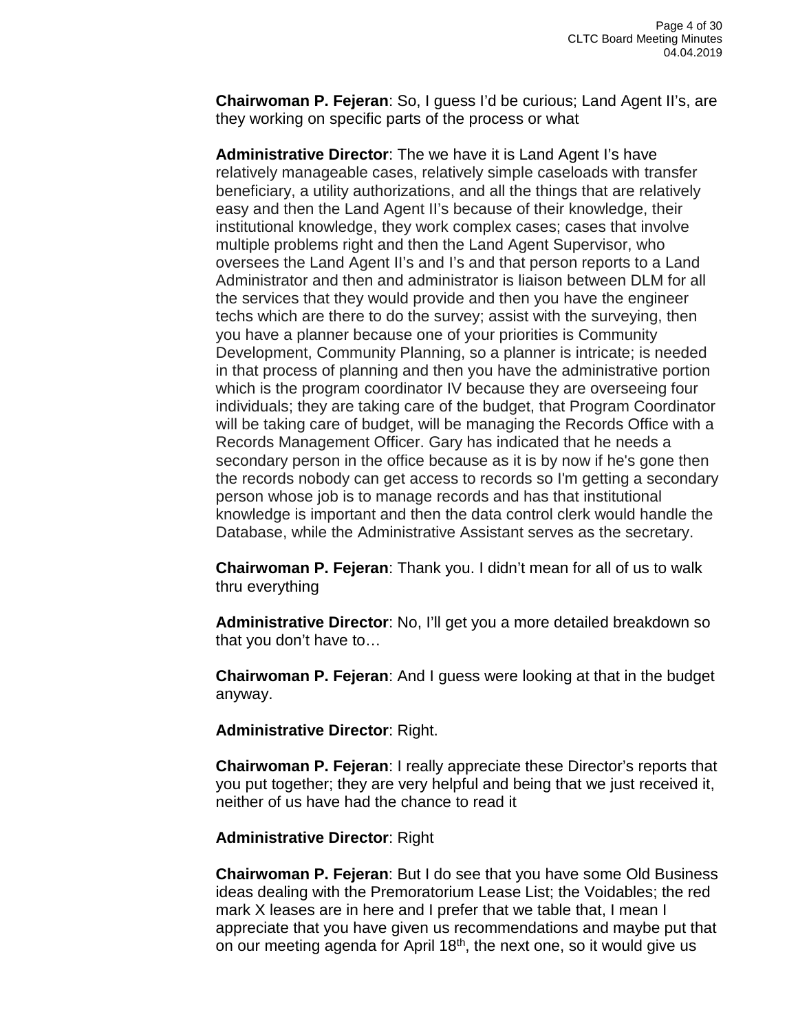**Chairwoman P. Fejeran**: So, I guess I'd be curious; Land Agent II's, are they working on specific parts of the process or what

**Administrative Director**: The we have it is Land Agent I's have relatively manageable cases, relatively simple caseloads with transfer beneficiary, a utility authorizations, and all the things that are relatively easy and then the Land Agent II's because of their knowledge, their institutional knowledge, they work complex cases; cases that involve multiple problems right and then the Land Agent Supervisor, who oversees the Land Agent II's and I's and that person reports to a Land Administrator and then and administrator is liaison between DLM for all the services that they would provide and then you have the engineer techs which are there to do the survey; assist with the surveying, then you have a planner because one of your priorities is Community Development, Community Planning, so a planner is intricate; is needed in that process of planning and then you have the administrative portion which is the program coordinator IV because they are overseeing four individuals; they are taking care of the budget, that Program Coordinator will be taking care of budget, will be managing the Records Office with a Records Management Officer. Gary has indicated that he needs a secondary person in the office because as it is by now if he's gone then the records nobody can get access to records so I'm getting a secondary person whose job is to manage records and has that institutional knowledge is important and then the data control clerk would handle the Database, while the Administrative Assistant serves as the secretary.

**Chairwoman P. Fejeran**: Thank you. I didn't mean for all of us to walk thru everything

**Administrative Director**: No, I'll get you a more detailed breakdown so that you don't have to…

**Chairwoman P. Fejeran**: And I guess were looking at that in the budget anyway.

**Administrative Director**: Right.

**Chairwoman P. Fejeran**: I really appreciate these Director's reports that you put together; they are very helpful and being that we just received it, neither of us have had the chance to read it

**Administrative Director**: Right

**Chairwoman P. Fejeran**: But I do see that you have some Old Business ideas dealing with the Premoratorium Lease List; the Voidables; the red mark X leases are in here and I prefer that we table that, I mean I appreciate that you have given us recommendations and maybe put that on our meeting agenda for April 18th, the next one, so it would give us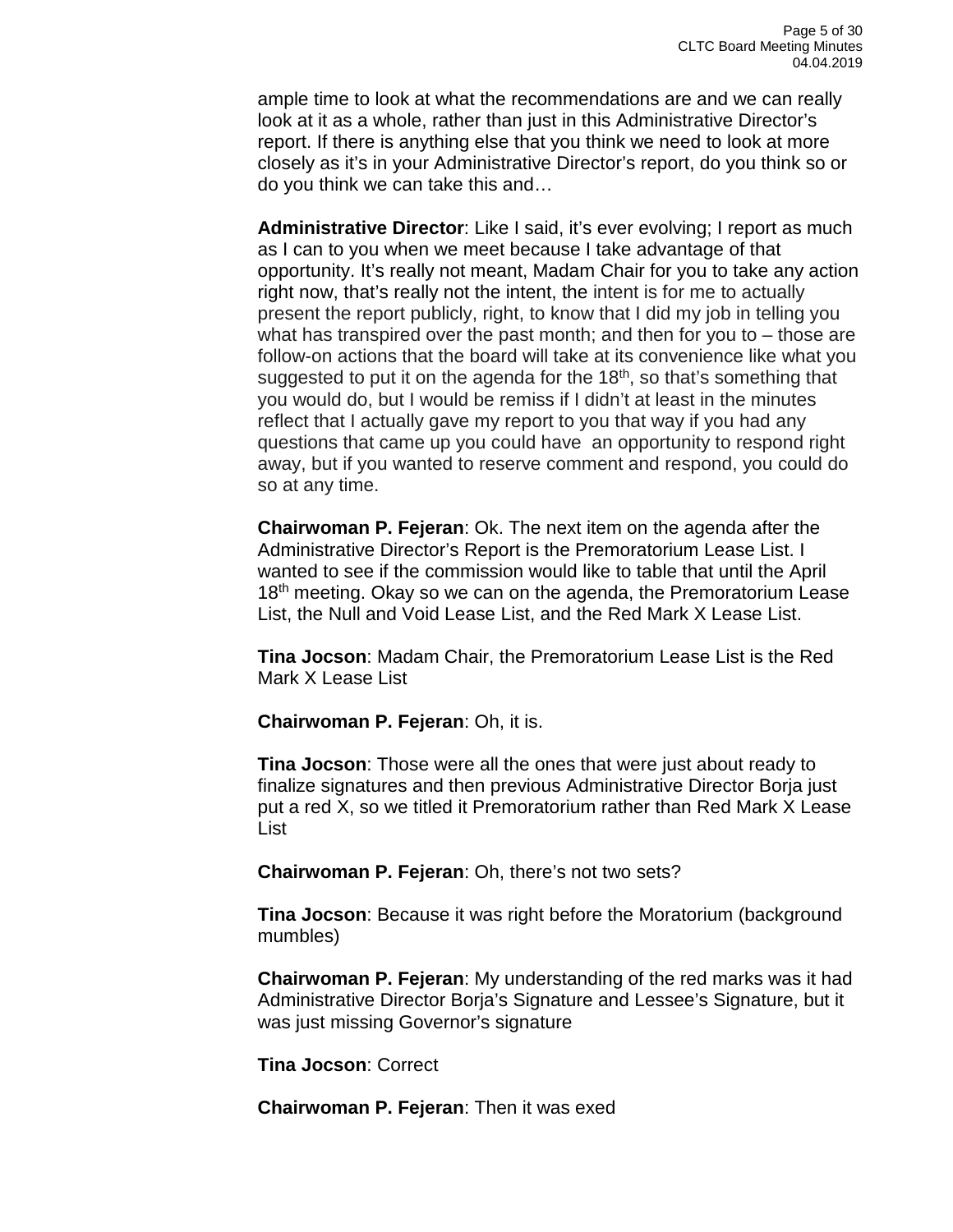ample time to look at what the recommendations are and we can really look at it as a whole, rather than just in this Administrative Director's report. If there is anything else that you think we need to look at more closely as it's in your Administrative Director's report, do you think so or do you think we can take this and…

**Administrative Director**: Like I said, it's ever evolving; I report as much as I can to you when we meet because I take advantage of that opportunity. It's really not meant, Madam Chair for you to take any action right now, that's really not the intent, the intent is for me to actually present the report publicly, right, to know that I did my job in telling you what has transpired over the past month; and then for you to – those are follow-on actions that the board will take at its convenience like what you suggested to put it on the agenda for the 18th, so that's something that you would do, but I would be remiss if I didn't at least in the minutes reflect that I actually gave my report to you that way if you had any questions that came up you could have an opportunity to respond right away, but if you wanted to reserve comment and respond, you could do so at any time.

**Chairwoman P. Fejeran**: Ok. The next item on the agenda after the Administrative Director's Report is the Premoratorium Lease List. I wanted to see if the commission would like to table that until the April 18th meeting. Okay so we can on the agenda, the Premoratorium Lease List, the Null and Void Lease List, and the Red Mark X Lease List.

**Tina Jocson**: Madam Chair, the Premoratorium Lease List is the Red Mark X Lease List

**Chairwoman P. Fejeran**: Oh, it is.

**Tina Jocson**: Those were all the ones that were just about ready to finalize signatures and then previous Administrative Director Borja just put a red X, so we titled it Premoratorium rather than Red Mark X Lease List

**Chairwoman P. Fejeran**: Oh, there's not two sets?

**Tina Jocson**: Because it was right before the Moratorium (background mumbles)

**Chairwoman P. Fejeran**: My understanding of the red marks was it had Administrative Director Borja's Signature and Lessee's Signature, but it was just missing Governor's signature

**Tina Jocson**: Correct

**Chairwoman P. Fejeran**: Then it was exed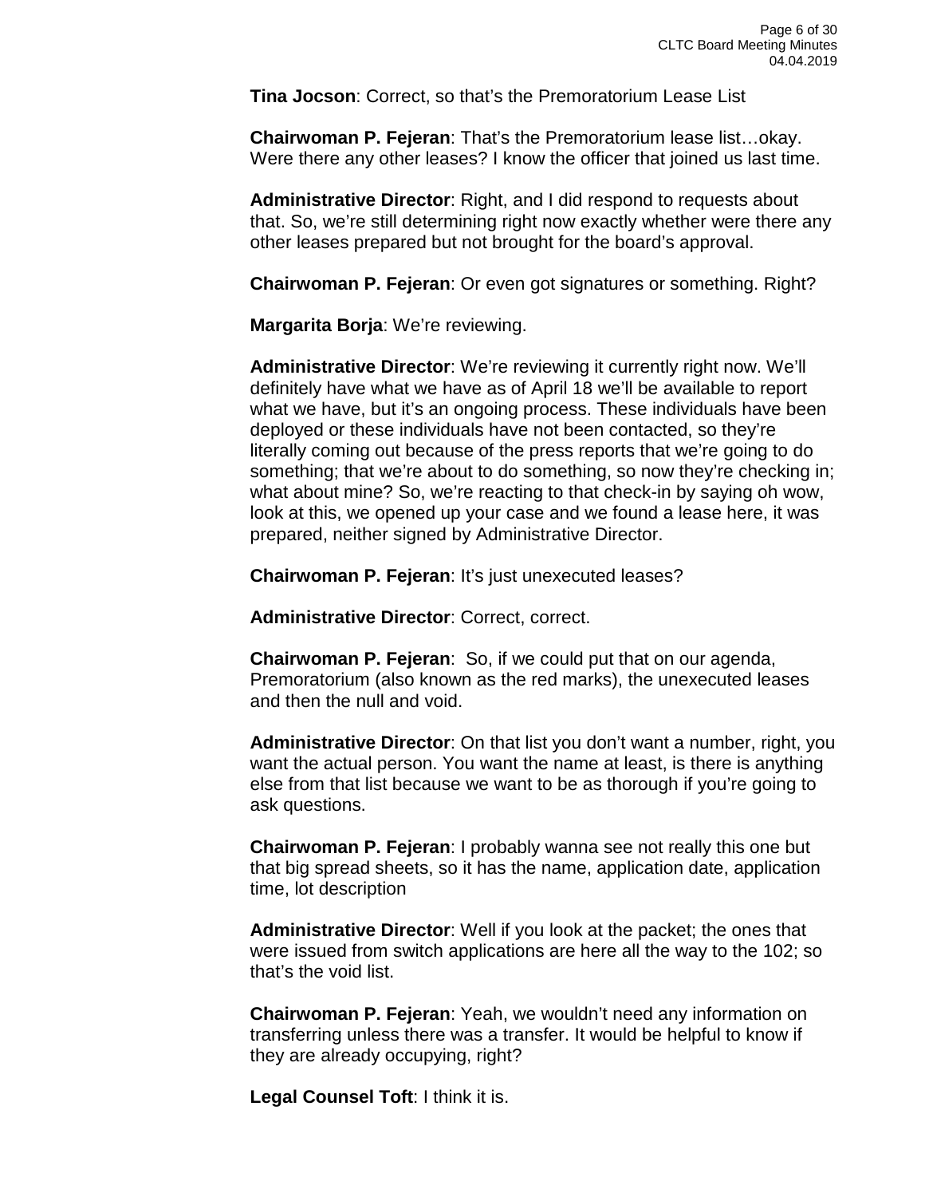**Tina Jocson**: Correct, so that's the Premoratorium Lease List

**Chairwoman P. Fejeran**: That's the Premoratorium lease list…okay. Were there any other leases? I know the officer that joined us last time.

**Administrative Director**: Right, and I did respond to requests about that. So, we're still determining right now exactly whether were there any other leases prepared but not brought for the board's approval.

**Chairwoman P. Fejeran**: Or even got signatures or something. Right?

**Margarita Borja**: We're reviewing.

**Administrative Director**: We're reviewing it currently right now. We'll definitely have what we have as of April 18 we'll be available to report what we have, but it's an ongoing process. These individuals have been deployed or these individuals have not been contacted, so they're literally coming out because of the press reports that we're going to do something; that we're about to do something, so now they're checking in; what about mine? So, we're reacting to that check-in by saying oh wow, look at this, we opened up your case and we found a lease here, it was prepared, neither signed by Administrative Director.

**Chairwoman P. Fejeran**: It's just unexecuted leases?

**Administrative Director**: Correct, correct.

**Chairwoman P. Fejeran**: So, if we could put that on our agenda, Premoratorium (also known as the red marks), the unexecuted leases and then the null and void.

**Administrative Director**: On that list you don't want a number, right, you want the actual person. You want the name at least, is there is anything else from that list because we want to be as thorough if you're going to ask questions.

**Chairwoman P. Fejeran**: I probably wanna see not really this one but that big spread sheets, so it has the name, application date, application time, lot description

**Administrative Director**: Well if you look at the packet; the ones that were issued from switch applications are here all the way to the 102; so that's the void list.

**Chairwoman P. Fejeran**: Yeah, we wouldn't need any information on transferring unless there was a transfer. It would be helpful to know if they are already occupying, right?

**Legal Counsel Toft**: I think it is.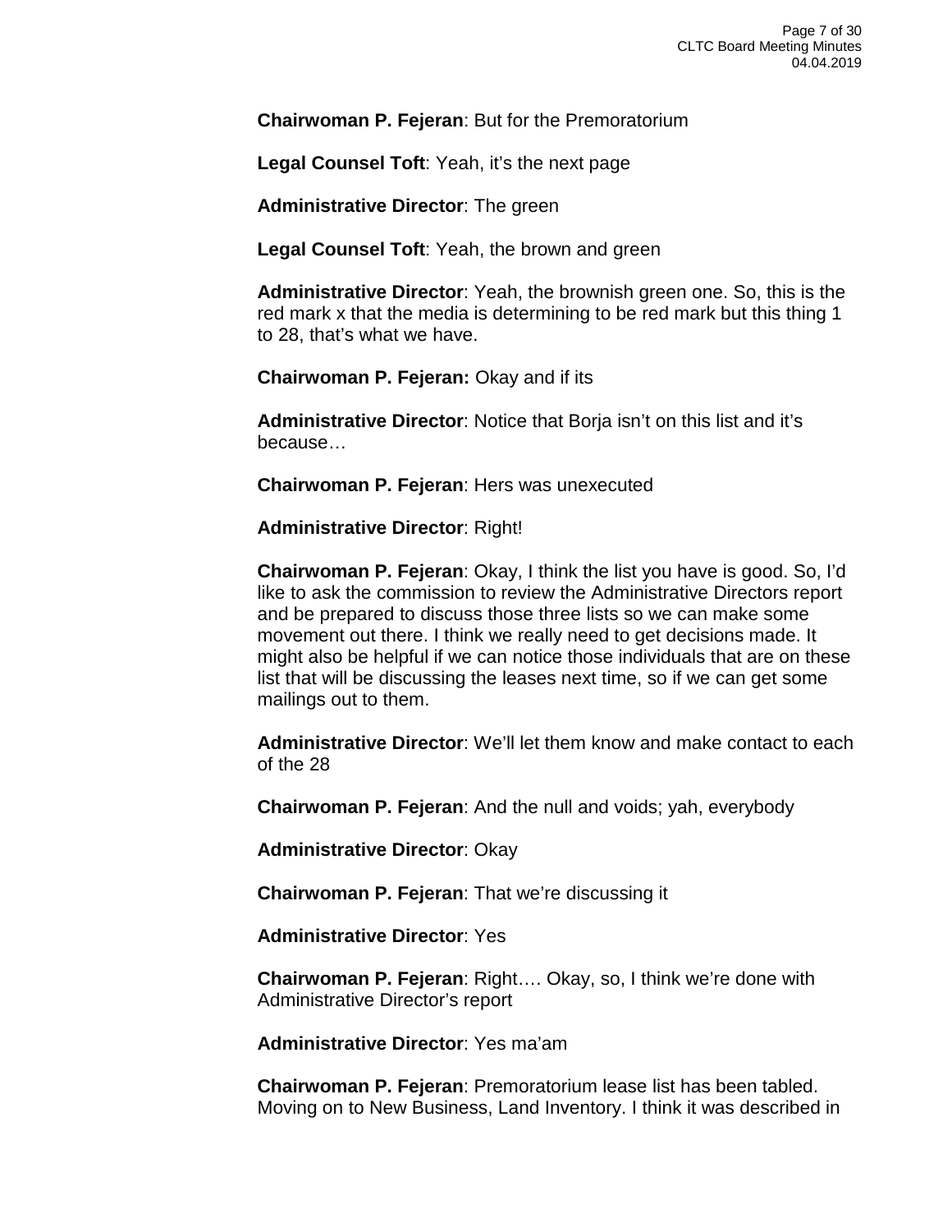**Chairwoman P. Fejeran**: But for the Premoratorium

**Legal Counsel Toft**: Yeah, it's the next page

**Administrative Director**: The green

**Legal Counsel Toft**: Yeah, the brown and green

**Administrative Director**: Yeah, the brownish green one. So, this is the red mark x that the media is determining to be red mark but this thing 1 to 28, that's what we have.

**Chairwoman P. Fejeran:** Okay and if its

**Administrative Director**: Notice that Borja isn't on this list and it's because…

**Chairwoman P. Fejeran**: Hers was unexecuted

**Administrative Director**: Right!

**Chairwoman P. Fejeran**: Okay, I think the list you have is good. So, I'd like to ask the commission to review the Administrative Directors report and be prepared to discuss those three lists so we can make some movement out there. I think we really need to get decisions made. It might also be helpful if we can notice those individuals that are on these list that will be discussing the leases next time, so if we can get some mailings out to them.

**Administrative Director**: We'll let them know and make contact to each of the 28

**Chairwoman P. Fejeran**: And the null and voids; yah, everybody

**Administrative Director**: Okay

**Chairwoman P. Fejeran**: That we're discussing it

**Administrative Director**: Yes

**Chairwoman P. Fejeran**: Right…. Okay, so, I think we're done with Administrative Director's report

**Administrative Director**: Yes ma'am

**Chairwoman P. Fejeran**: Premoratorium lease list has been tabled. Moving on to New Business, Land Inventory. I think it was described in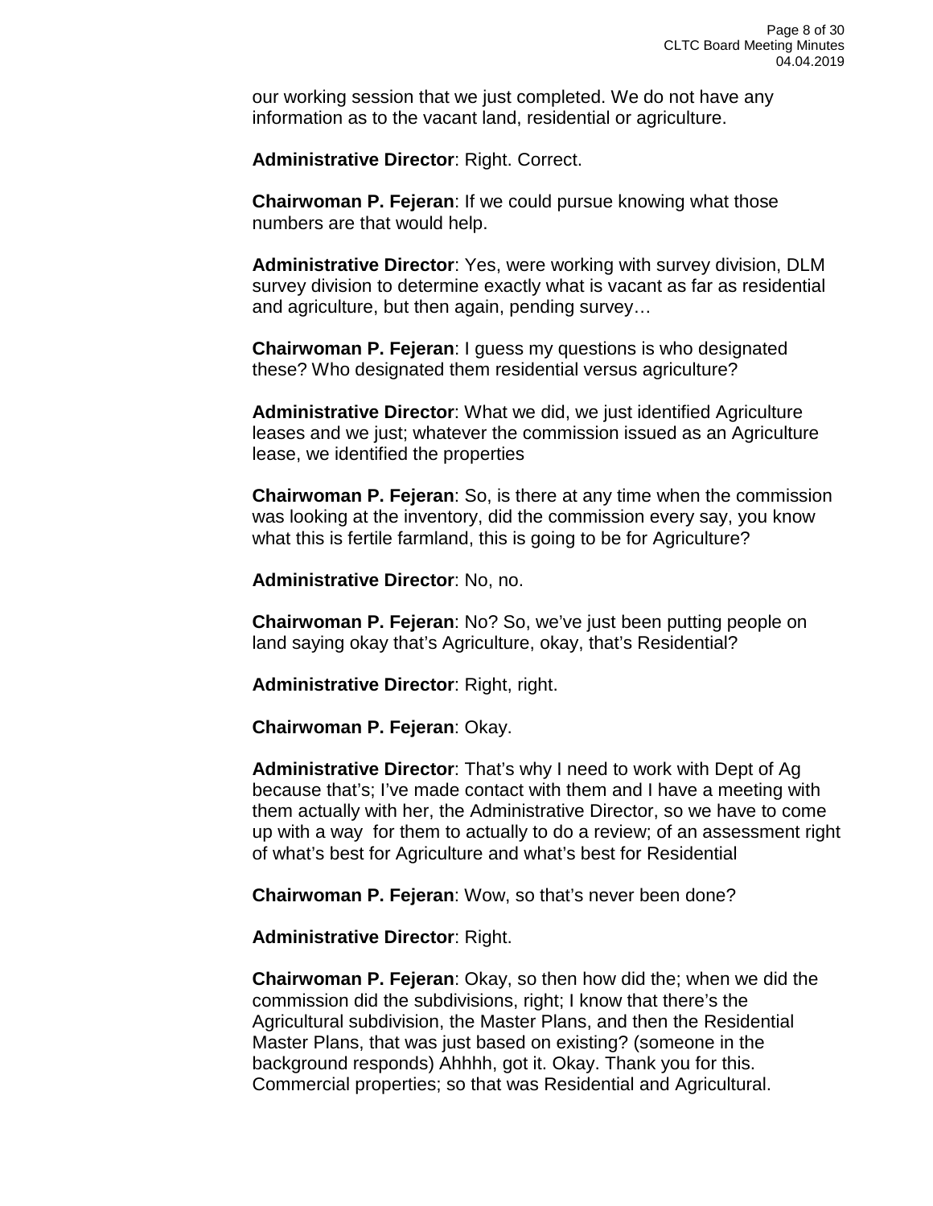our working session that we just completed. We do not have any information as to the vacant land, residential or agriculture.

**Administrative Director**: Right. Correct.

**Chairwoman P. Fejeran**: If we could pursue knowing what those numbers are that would help.

**Administrative Director**: Yes, were working with survey division, DLM survey division to determine exactly what is vacant as far as residential and agriculture, but then again, pending survey…

**Chairwoman P. Fejeran**: I guess my questions is who designated these? Who designated them residential versus agriculture?

**Administrative Director**: What we did, we just identified Agriculture leases and we just; whatever the commission issued as an Agriculture lease, we identified the properties

**Chairwoman P. Fejeran**: So, is there at any time when the commission was looking at the inventory, did the commission every say, you know what this is fertile farmland, this is going to be for Agriculture?

**Administrative Director**: No, no.

**Chairwoman P. Fejeran**: No? So, we've just been putting people on land saying okay that's Agriculture, okay, that's Residential?

**Administrative Director**: Right, right.

**Chairwoman P. Fejeran**: Okay.

**Administrative Director**: That's why I need to work with Dept of Ag because that's; I've made contact with them and I have a meeting with them actually with her, the Administrative Director, so we have to come up with a way for them to actually to do a review; of an assessment right of what's best for Agriculture and what's best for Residential

**Chairwoman P. Fejeran**: Wow, so that's never been done?

**Administrative Director**: Right.

**Chairwoman P. Fejeran**: Okay, so then how did the; when we did the commission did the subdivisions, right; I know that there's the Agricultural subdivision, the Master Plans, and then the Residential Master Plans, that was just based on existing? (someone in the background responds) Ahhhh, got it. Okay. Thank you for this. Commercial properties; so that was Residential and Agricultural.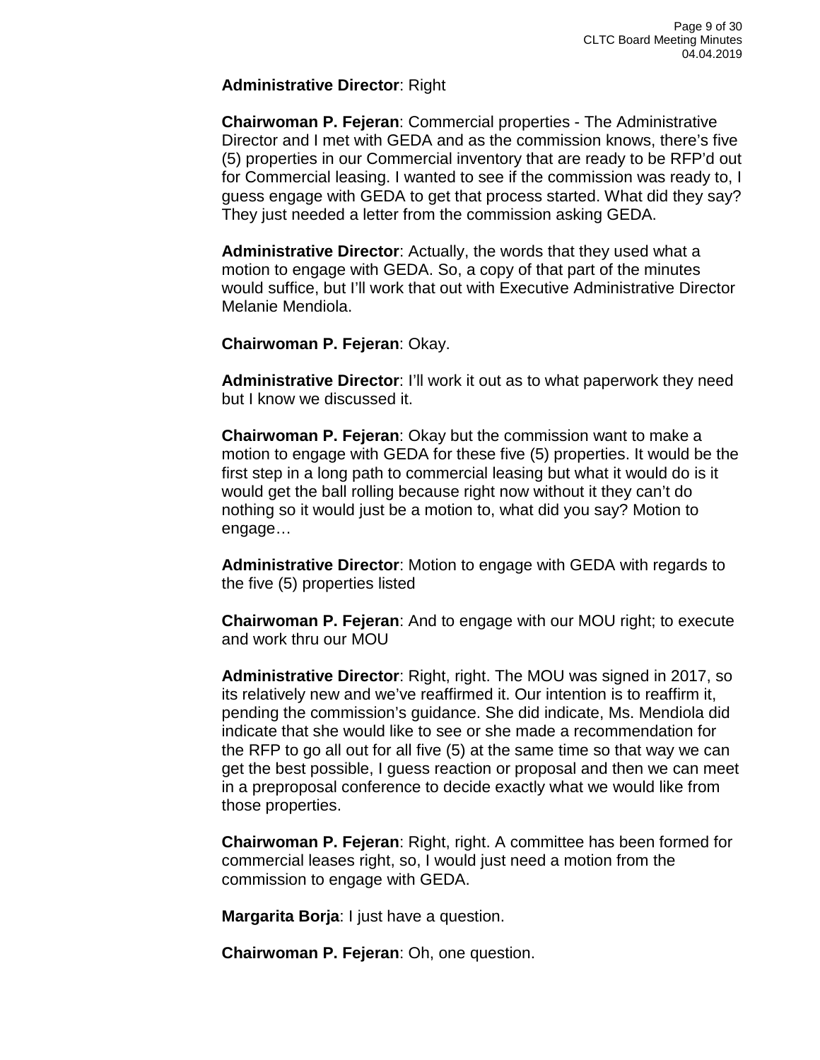**Administrative Director**: Right

**Chairwoman P. Fejeran**: Commercial properties - The Administrative Director and I met with GEDA and as the commission knows, there's five (5) properties in our Commercial inventory that are ready to be RFP'd out for Commercial leasing. I wanted to see if the commission was ready to, I guess engage with GEDA to get that process started. What did they say? They just needed a letter from the commission asking GEDA.

**Administrative Director**: Actually, the words that they used what a motion to engage with GEDA. So, a copy of that part of the minutes would suffice, but I'll work that out with Executive Administrative Director Melanie Mendiola.

**Chairwoman P. Fejeran**: Okay.

**Administrative Director**: I'll work it out as to what paperwork they need but I know we discussed it.

**Chairwoman P. Fejeran**: Okay but the commission want to make a motion to engage with GEDA for these five (5) properties. It would be the first step in a long path to commercial leasing but what it would do is it would get the ball rolling because right now without it they can't do nothing so it would just be a motion to, what did you say? Motion to engage…

**Administrative Director**: Motion to engage with GEDA with regards to the five (5) properties listed

**Chairwoman P. Fejeran**: And to engage with our MOU right; to execute and work thru our MOU

**Administrative Director**: Right, right. The MOU was signed in 2017, so its relatively new and we've reaffirmed it. Our intention is to reaffirm it, pending the commission's guidance. She did indicate, Ms. Mendiola did indicate that she would like to see or she made a recommendation for the RFP to go all out for all five (5) at the same time so that way we can get the best possible, I guess reaction or proposal and then we can meet in a preproposal conference to decide exactly what we would like from those properties.

**Chairwoman P. Fejeran**: Right, right. A committee has been formed for commercial leases right, so, I would just need a motion from the commission to engage with GEDA.

**Margarita Borja**: I just have a question.

**Chairwoman P. Fejeran**: Oh, one question.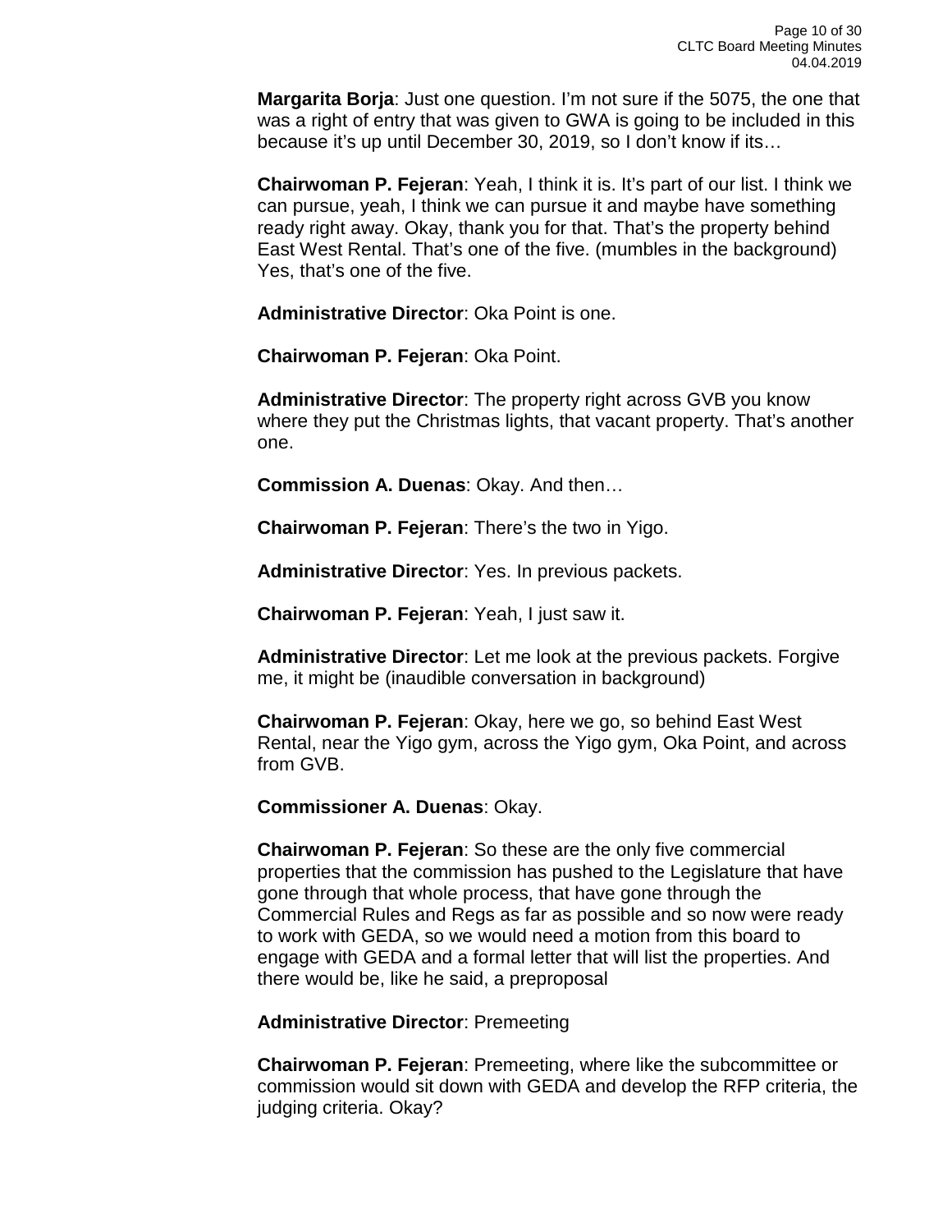**Margarita Borja**: Just one question. I'm not sure if the 5075, the one that was a right of entry that was given to GWA is going to be included in this because it's up until December 30, 2019, so I don't know if its…

**Chairwoman P. Fejeran**: Yeah, I think it is. It's part of our list. I think we can pursue, yeah, I think we can pursue it and maybe have something ready right away. Okay, thank you for that. That's the property behind East West Rental. That's one of the five. (mumbles in the background) Yes, that's one of the five.

**Administrative Director**: Oka Point is one.

**Chairwoman P. Fejeran**: Oka Point.

**Administrative Director**: The property right across GVB you know where they put the Christmas lights, that vacant property. That's another one.

**Commission A. Duenas**: Okay. And then…

**Chairwoman P. Fejeran**: There's the two in Yigo.

**Administrative Director**: Yes. In previous packets.

**Chairwoman P. Fejeran**: Yeah, I just saw it.

**Administrative Director**: Let me look at the previous packets. Forgive me, it might be (inaudible conversation in background)

**Chairwoman P. Fejeran**: Okay, here we go, so behind East West Rental, near the Yigo gym, across the Yigo gym, Oka Point, and across from GVB.

**Commissioner A. Duenas**: Okay.

**Chairwoman P. Fejeran**: So these are the only five commercial properties that the commission has pushed to the Legislature that have gone through that whole process, that have gone through the Commercial Rules and Regs as far as possible and so now were ready to work with GEDA, so we would need a motion from this board to engage with GEDA and a formal letter that will list the properties. And there would be, like he said, a preproposal

**Administrative Director**: Premeeting

**Chairwoman P. Fejeran**: Premeeting, where like the subcommittee or commission would sit down with GEDA and develop the RFP criteria, the judging criteria. Okay?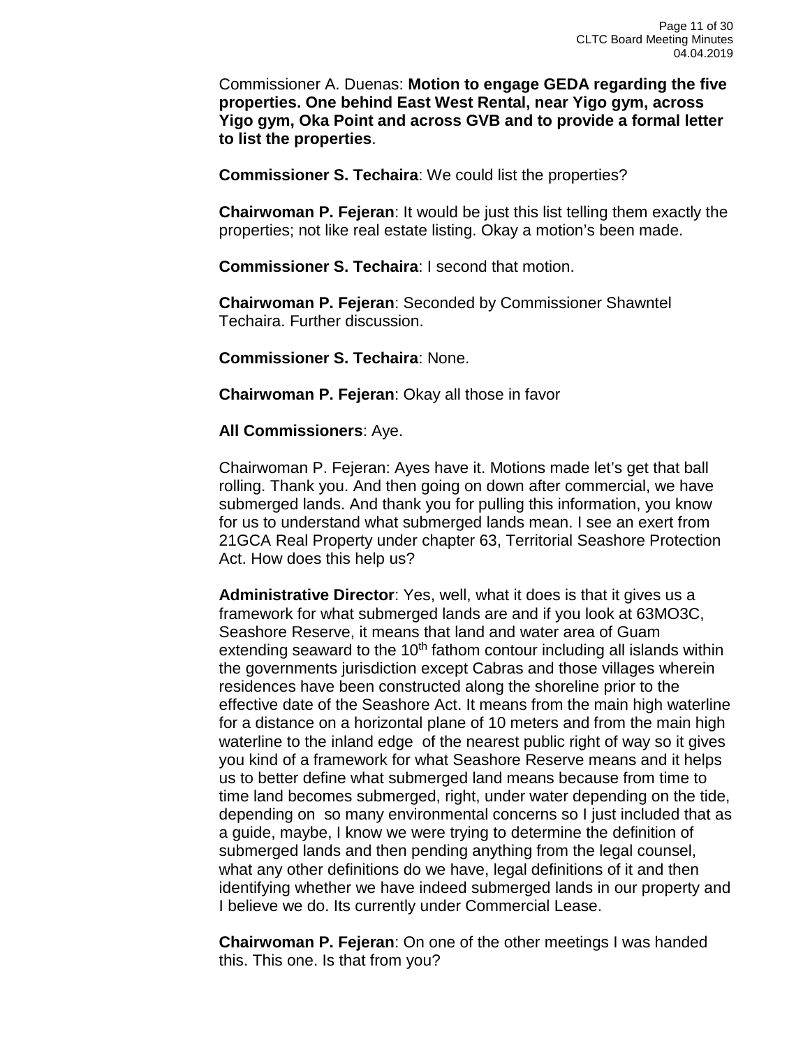Commissioner A. Duenas: **Motion to engage GEDA regarding the five properties. One behind East West Rental, near Yigo gym, across Yigo gym, Oka Point and across GVB and to provide a formal letter to list the properties**.

**Commissioner S. Techaira**: We could list the properties?

**Chairwoman P. Fejeran**: It would be just this list telling them exactly the properties; not like real estate listing. Okay a motion's been made.

**Commissioner S. Techaira**: I second that motion.

**Chairwoman P. Fejeran**: Seconded by Commissioner Shawntel Techaira. Further discussion.

**Commissioner S. Techaira**: None.

**Chairwoman P. Fejeran**: Okay all those in favor

**All Commissioners**: Aye.

Chairwoman P. Fejeran: Ayes have it. Motions made let's get that ball rolling. Thank you. And then going on down after commercial, we have submerged lands. And thank you for pulling this information, you know for us to understand what submerged lands mean. I see an exert from 21GCA Real Property under chapter 63, Territorial Seashore Protection Act. How does this help us?

**Administrative Director**: Yes, well, what it does is that it gives us a framework for what submerged lands are and if you look at 63MO3C, Seashore Reserve, it means that land and water area of Guam extending seaward to the 10th fathom contour including all islands within the governments jurisdiction except Cabras and those villages wherein residences have been constructed along the shoreline prior to the effective date of the Seashore Act. It means from the main high waterline for a distance on a horizontal plane of 10 meters and from the main high waterline to the inland edge of the nearest public right of way so it gives you kind of a framework for what Seashore Reserve means and it helps us to better define what submerged land means because from time to time land becomes submerged, right, under water depending on the tide, depending on so many environmental concerns so I just included that as a guide, maybe, I know we were trying to determine the definition of submerged lands and then pending anything from the legal counsel, what any other definitions do we have, legal definitions of it and then identifying whether we have indeed submerged lands in our property and I believe we do. Its currently under Commercial Lease.

**Chairwoman P. Fejeran**: On one of the other meetings I was handed this. This one. Is that from you?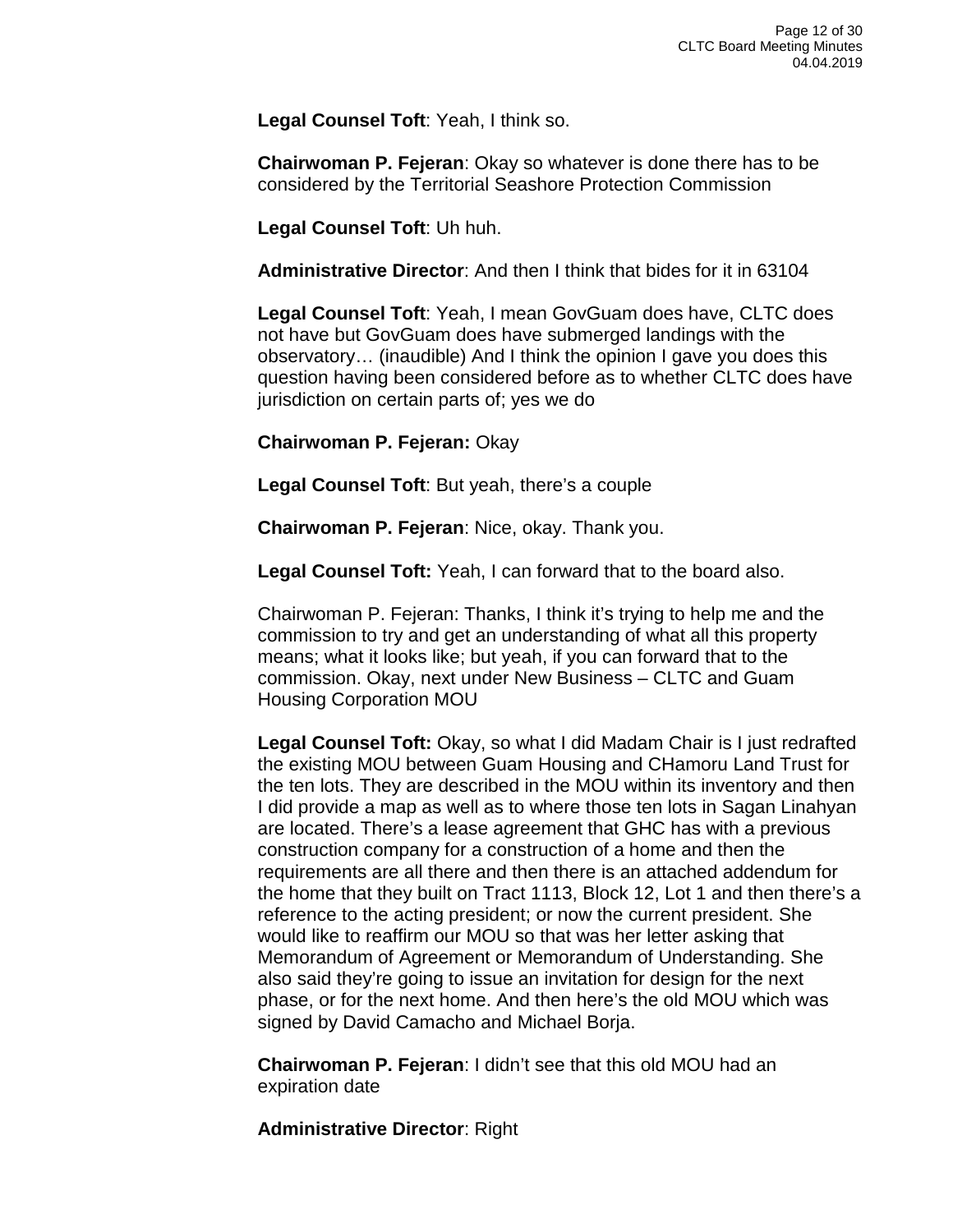**Legal Counsel Toft**: Yeah, I think so.

**Chairwoman P. Fejeran**: Okay so whatever is done there has to be considered by the Territorial Seashore Protection Commission

**Legal Counsel Toft**: Uh huh.

**Administrative Director**: And then I think that bides for it in 63104

**Legal Counsel Toft**: Yeah, I mean GovGuam does have, CLTC does not have but GovGuam does have submerged landings with the observatory… (inaudible) And I think the opinion I gave you does this question having been considered before as to whether CLTC does have jurisdiction on certain parts of; yes we do

**Chairwoman P. Fejeran:** Okay

**Legal Counsel Toft**: But yeah, there's a couple

**Chairwoman P. Fejeran**: Nice, okay. Thank you.

**Legal Counsel Toft:** Yeah, I can forward that to the board also.

Chairwoman P. Fejeran: Thanks, I think it's trying to help me and the commission to try and get an understanding of what all this property means; what it looks like; but yeah, if you can forward that to the commission. Okay, next under New Business – CLTC and Guam Housing Corporation MOU

**Legal Counsel Toft:** Okay, so what I did Madam Chair is I just redrafted the existing MOU between Guam Housing and CHamoru Land Trust for the ten lots. They are described in the MOU within its inventory and then I did provide a map as well as to where those ten lots in Sagan Linahyan are located. There's a lease agreement that GHC has with a previous construction company for a construction of a home and then the requirements are all there and then there is an attached addendum for the home that they built on Tract 1113, Block 12, Lot 1 and then there's a reference to the acting president; or now the current president. She would like to reaffirm our MOU so that was her letter asking that Memorandum of Agreement or Memorandum of Understanding. She also said they're going to issue an invitation for design for the next phase, or for the next home. And then here's the old MOU which was signed by David Camacho and Michael Borja.

**Chairwoman P. Fejeran**: I didn't see that this old MOU had an expiration date

**Administrative Director**: Right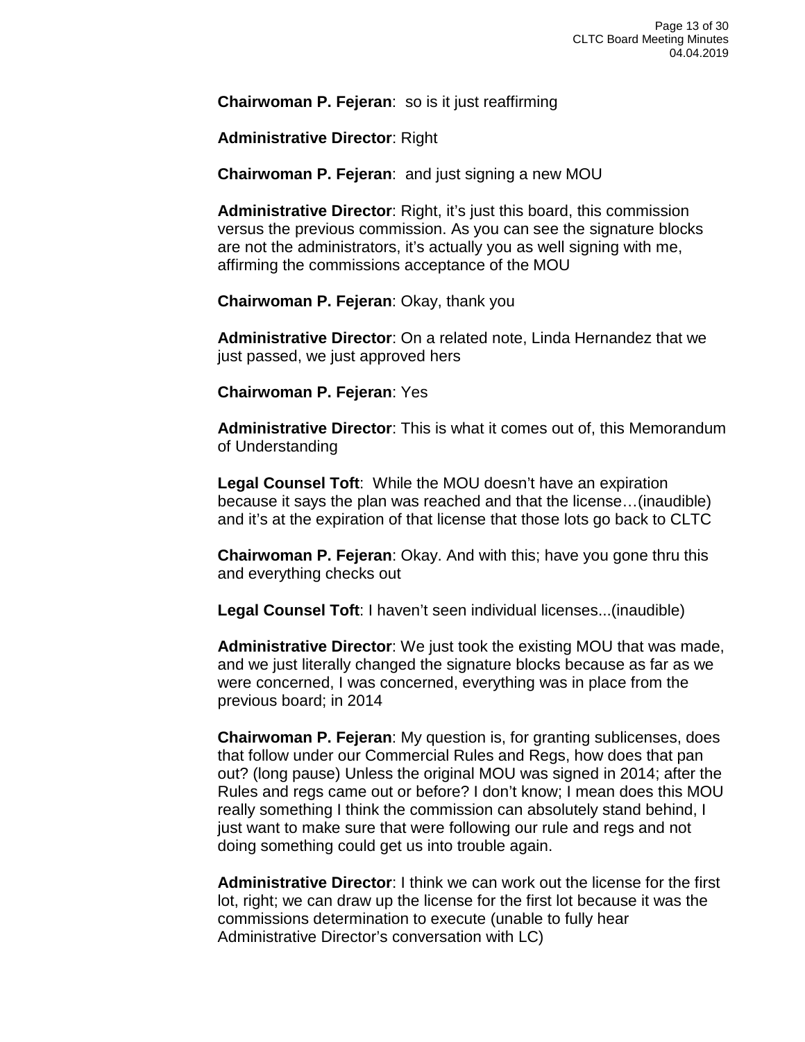**Chairwoman P. Fejeran**:  so is it just reaffirming

**Administrative Director**: Right

**Chairwoman P. Fejeran**:  and just signing a new MOU

**Administrative Director**: Right, it's just this board, this commission versus the previous commission. As you can see the signature blocks are not the administrators, it's actually you as well signing with me, affirming the commissions acceptance of the MOU

**Chairwoman P. Fejeran**: Okay, thank you

**Administrative Director**: On a related note, Linda Hernandez that we just passed, we just approved hers

**Chairwoman P. Fejeran**: Yes

**Administrative Director**: This is what it comes out of, this Memorandum of Understanding

**Legal Counsel Toft**:  While the MOU doesn't have an expiration because it says the plan was reached and that the license…(inaudible) and it's at the expiration of that license that those lots go back to CLTC

**Chairwoman P. Fejeran**: Okay. And with this; have you gone thru this and everything checks out

**Legal Counsel Toft**: I haven't seen individual licenses...(inaudible)

**Administrative Director**: We just took the existing MOU that was made, and we just literally changed the signature blocks because as far as we were concerned, I was concerned, everything was in place from the previous board; in 2014

**Chairwoman P. Fejeran**: My question is, for granting sublicenses, does that follow under our Commercial Rules and Regs, how does that pan out? (long pause) Unless the original MOU was signed in 2014; after the Rules and regs came out or before? I don't know; I mean does this MOU really something I think the commission can absolutely stand behind, I just want to make sure that were following our rule and regs and not doing something could get us into trouble again.

**Administrative Director**: I think we can work out the license for the first lot, right; we can draw up the license for the first lot because it was the commissions determination to execute (unable to fully hear Administrative Director's conversation with LC)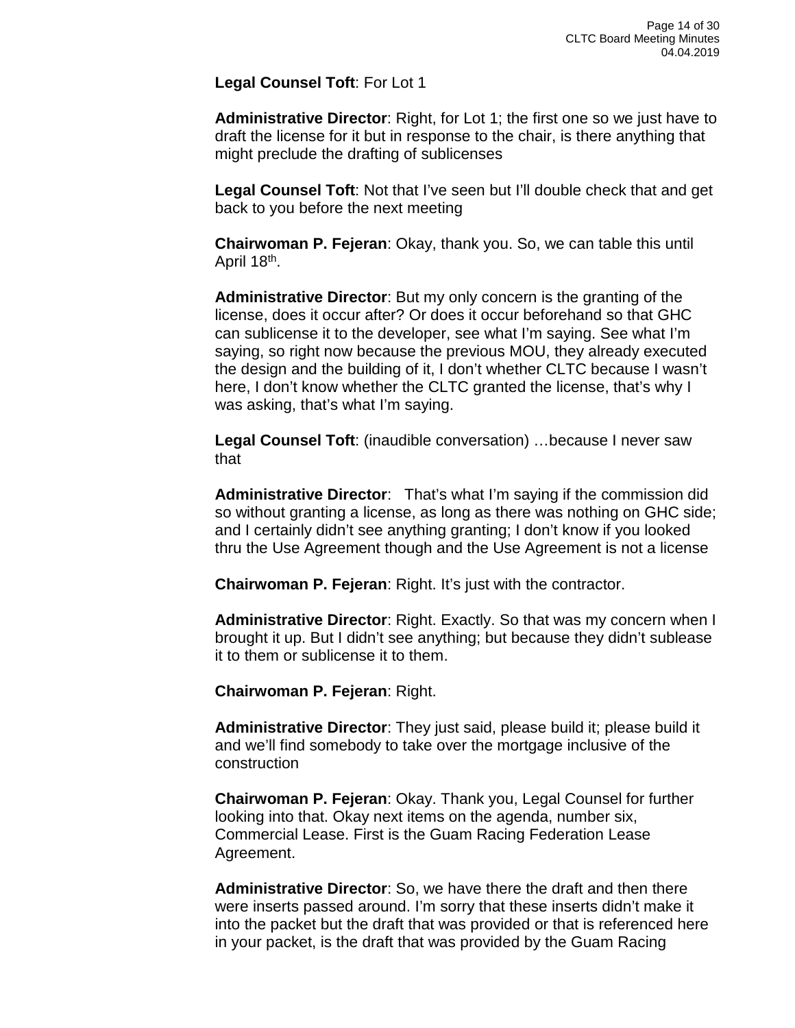**Legal Counsel Toft**: For Lot 1

**Administrative Director**: Right, for Lot 1; the first one so we just have to draft the license for it but in response to the chair, is there anything that might preclude the drafting of sublicenses

**Legal Counsel Toft**: Not that I've seen but I'll double check that and get back to you before the next meeting

**Chairwoman P. Fejeran**: Okay, thank you. So, we can table this until April 18th.

**Administrative Director**: But my only concern is the granting of the license, does it occur after? Or does it occur beforehand so that GHC can sublicense it to the developer, see what I'm saying. See what I'm saying, so right now because the previous MOU, they already executed the design and the building of it, I don't whether CLTC because I wasn't here, I don't know whether the CLTC granted the license, that's why I was asking, that's what I'm saying.

**Legal Counsel Toft**: (inaudible conversation) …because I never saw that

**Administrative Director**: That's what I'm saying if the commission did so without granting a license, as long as there was nothing on GHC side; and I certainly didn't see anything granting; I don't know if you looked thru the Use Agreement though and the Use Agreement is not a license

**Chairwoman P. Fejeran**: Right. It's just with the contractor.

**Administrative Director**: Right. Exactly. So that was my concern when I brought it up. But I didn't see anything; but because they didn't sublease it to them or sublicense it to them.

**Chairwoman P. Fejeran**: Right.

**Administrative Director**: They just said, please build it; please build it and we'll find somebody to take over the mortgage inclusive of the construction

**Chairwoman P. Fejeran**: Okay. Thank you, Legal Counsel for further looking into that. Okay next items on the agenda, number six, Commercial Lease. First is the Guam Racing Federation Lease Agreement.

**Administrative Director**: So, we have there the draft and then there were inserts passed around. I'm sorry that these inserts didn't make it into the packet but the draft that was provided or that is referenced here in your packet, is the draft that was provided by the Guam Racing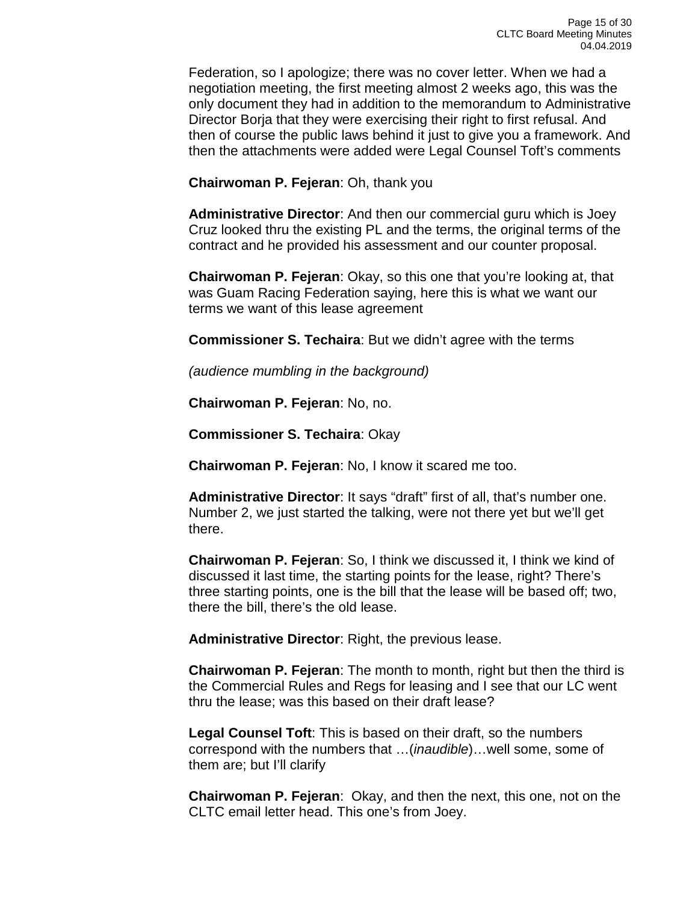Federation, so I apologize; there was no cover letter. When we had a negotiation meeting, the first meeting almost 2 weeks ago, this was the only document they had in addition to the memorandum to Administrative Director Borja that they were exercising their right to first refusal. And then of course the public laws behind it just to give you a framework. And then the attachments were added were Legal Counsel Toft's comments

**Chairwoman P. Fejeran**: Oh, thank you

**Administrative Director**: And then our commercial guru which is Joey Cruz looked thru the existing PL and the terms, the original terms of the contract and he provided his assessment and our counter proposal.

**Chairwoman P. Fejeran**: Okay, so this one that you're looking at, that was Guam Racing Federation saying, here this is what we want our terms we want of this lease agreement

**Commissioner S. Techaira**: But we didn't agree with the terms

*(audience mumbling in the background)*

**Chairwoman P. Fejeran**: No, no.

**Commissioner S. Techaira**: Okay

**Chairwoman P. Fejeran**: No, I know it scared me too.

**Administrative Director**: It says "draft" first of all, that's number one. Number 2, we just started the talking, were not there yet but we'll get there.

**Chairwoman P. Fejeran**: So, I think we discussed it, I think we kind of discussed it last time, the starting points for the lease, right? There's three starting points, one is the bill that the lease will be based off; two, there the bill, there's the old lease.

**Administrative Director**: Right, the previous lease.

**Chairwoman P. Fejeran**: The month to month, right but then the third is the Commercial Rules and Regs for leasing and I see that our LC went thru the lease; was this based on their draft lease?

**Legal Counsel Toft**: This is based on their draft, so the numbers correspond with the numbers that …(*inaudible*)…well some, some of them are; but I'll clarify

**Chairwoman P. Fejeran**: Okay, and then the next, this one, not on the CLTC email letter head. This one's from Joey.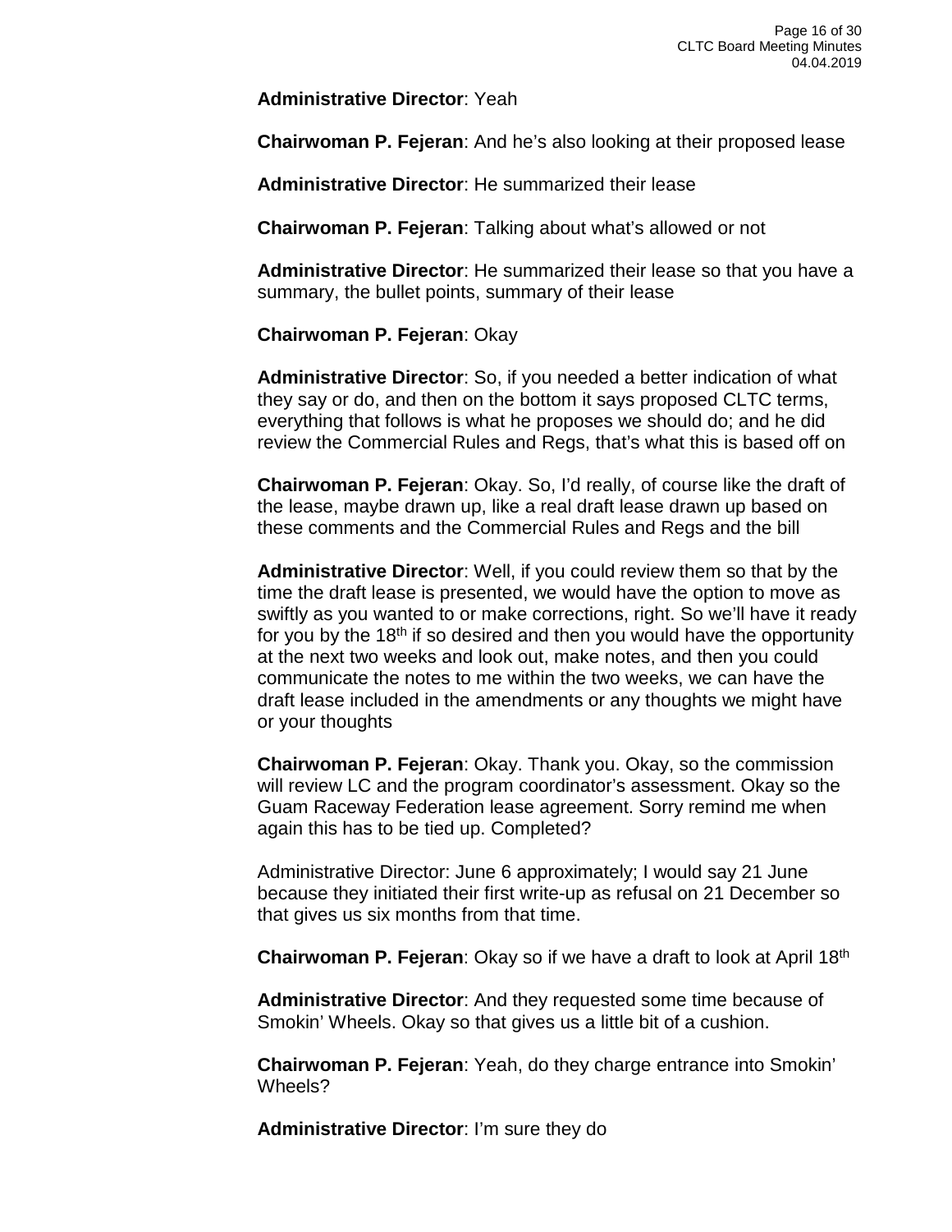**Administrative Director**: Yeah

**Chairwoman P. Fejeran**: And he's also looking at their proposed lease

**Administrative Director**: He summarized their lease

**Chairwoman P. Fejeran**: Talking about what's allowed or not

**Administrative Director**: He summarized their lease so that you have a summary, the bullet points, summary of their lease

**Chairwoman P. Fejeran**: Okay

**Administrative Director**: So, if you needed a better indication of what they say or do, and then on the bottom it says proposed CLTC terms, everything that follows is what he proposes we should do; and he did review the Commercial Rules and Regs, that's what this is based off on

**Chairwoman P. Fejeran**: Okay. So, I'd really, of course like the draft of the lease, maybe drawn up, like a real draft lease drawn up based on these comments and the Commercial Rules and Regs and the bill

**Administrative Director**: Well, if you could review them so that by the time the draft lease is presented, we would have the option to move as swiftly as you wanted to or make corrections, right. So we'll have it ready for you by the 18th if so desired and then you would have the opportunity at the next two weeks and look out, make notes, and then you could communicate the notes to me within the two weeks, we can have the draft lease included in the amendments or any thoughts we might have or your thoughts

**Chairwoman P. Fejeran**: Okay. Thank you. Okay, so the commission will review LC and the program coordinator's assessment. Okay so the Guam Raceway Federation lease agreement. Sorry remind me when again this has to be tied up. Completed?

Administrative Director: June 6 approximately; I would say 21 June because they initiated their first write-up as refusal on 21 December so that gives us six months from that time.

**Chairwoman P. Fejeran**: Okay so if we have a draft to look at April 18th

**Administrative Director**: And they requested some time because of Smokin' Wheels. Okay so that gives us a little bit of a cushion.

**Chairwoman P. Fejeran**: Yeah, do they charge entrance into Smokin' Wheels?

**Administrative Director**: I'm sure they do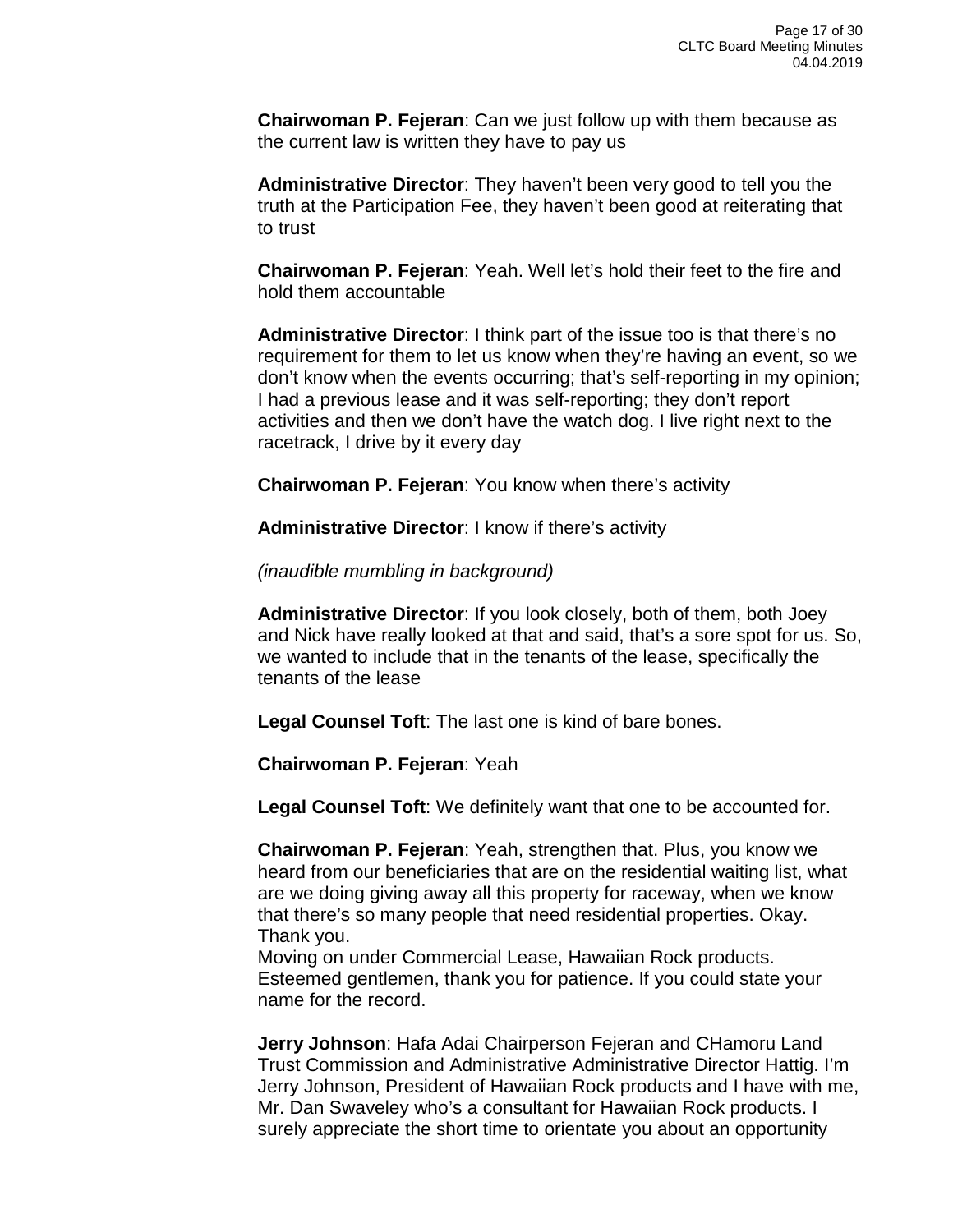**Chairwoman P. Fejeran**: Can we just follow up with them because as the current law is written they have to pay us

**Administrative Director**: They haven't been very good to tell you the truth at the Participation Fee, they haven't been good at reiterating that to trust

**Chairwoman P. Fejeran**: Yeah. Well let's hold their feet to the fire and hold them accountable

**Administrative Director**: I think part of the issue too is that there's no requirement for them to let us know when they're having an event, so we don't know when the events occurring; that's self-reporting in my opinion; I had a previous lease and it was self-reporting; they don't report activities and then we don't have the watch dog. I live right next to the racetrack, I drive by it every day

**Chairwoman P. Fejeran**: You know when there's activity

**Administrative Director**: I know if there's activity

*(inaudible mumbling in background)*

**Administrative Director**: If you look closely, both of them, both Joey and Nick have really looked at that and said, that's a sore spot for us. So, we wanted to include that in the tenants of the lease, specifically the tenants of the lease

**Legal Counsel Toft**: The last one is kind of bare bones.

**Chairwoman P. Fejeran**: Yeah

**Legal Counsel Toft**: We definitely want that one to be accounted for.

**Chairwoman P. Fejeran**: Yeah, strengthen that. Plus, you know we heard from our beneficiaries that are on the residential waiting list, what are we doing giving away all this property for raceway, when we know that there's so many people that need residential properties. Okay. Thank you.
Moving on under Commercial Lease, Hawaiian Rock products. Esteemed gentlemen, thank you for patience. If you could state your name for the record.

**Jerry Johnson**: Hafa Adai Chairperson Fejeran and CHamoru Land Trust Commission and Administrative Administrative Director Hattig. I'm Jerry Johnson, President of Hawaiian Rock products and I have with me, Mr. Dan Swaveley who's a consultant for Hawaiian Rock products. I surely appreciate the short time to orientate you about an opportunity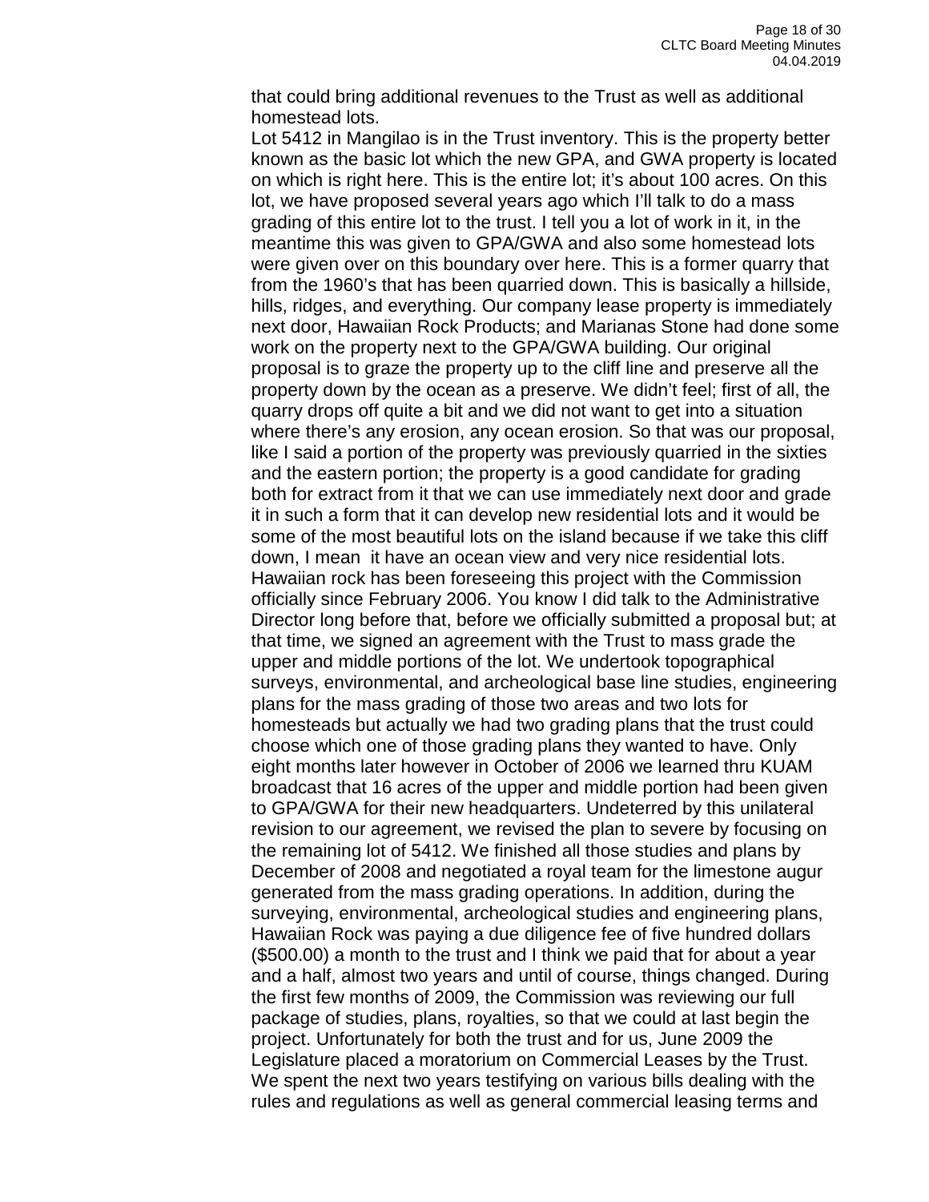that could bring additional revenues to the Trust as well as additional homestead lots.

Lot 5412 in Mangilao is in the Trust inventory. This is the property better known as the basic lot which the new GPA, and GWA property is located on which is right here. This is the entire lot; it's about 100 acres. On this lot, we have proposed several years ago which I'll talk to do a mass grading of this entire lot to the trust. I tell you a lot of work in it, in the meantime this was given to GPA/GWA and also some homestead lots were given over on this boundary over here. This is a former quarry that from the 1960's that has been quarried down. This is basically a hillside, hills, ridges, and everything. Our company lease property is immediately next door, Hawaiian Rock Products; and Marianas Stone had done some work on the property next to the GPA/GWA building. Our original proposal is to graze the property up to the cliff line and preserve all the property down by the ocean as a preserve. We didn't feel; first of all, the quarry drops off quite a bit and we did not want to get into a situation where there's any erosion, any ocean erosion. So that was our proposal, like I said a portion of the property was previously quarried in the sixties and the eastern portion; the property is a good candidate for grading both for extract from it that we can use immediately next door and grade it in such a form that it can develop new residential lots and it would be some of the most beautiful lots on the island because if we take this cliff down, I mean it have an ocean view and very nice residential lots. Hawaiian rock has been foreseeing this project with the Commission officially since February 2006. You know I did talk to the Administrative Director long before that, before we officially submitted a proposal but; at that time, we signed an agreement with the Trust to mass grade the upper and middle portions of the lot. We undertook topographical surveys, environmental, and archeological base line studies, engineering plans for the mass grading of those two areas and two lots for homesteads but actually we had two grading plans that the trust could choose which one of those grading plans they wanted to have. Only eight months later however in October of 2006 we learned thru KUAM broadcast that 16 acres of the upper and middle portion had been given to GPA/GWA for their new headquarters. Undeterred by this unilateral revision to our agreement, we revised the plan to severe by focusing on the remaining lot of 5412. We finished all those studies and plans by December of 2008 and negotiated a royal team for the limestone augur generated from the mass grading operations. In addition, during the surveying, environmental, archeological studies and engineering plans, Hawaiian Rock was paying a due diligence fee of five hundred dollars ($500.00) a month to the trust and I think we paid that for about a year and a half, almost two years and until of course, things changed. During the first few months of 2009, the Commission was reviewing our full package of studies, plans, royalties, so that we could at last begin the project. Unfortunately for both the trust and for us, June 2009 the Legislature placed a moratorium on Commercial Leases by the Trust. We spent the next two years testifying on various bills dealing with the rules and regulations as well as general commercial leasing terms and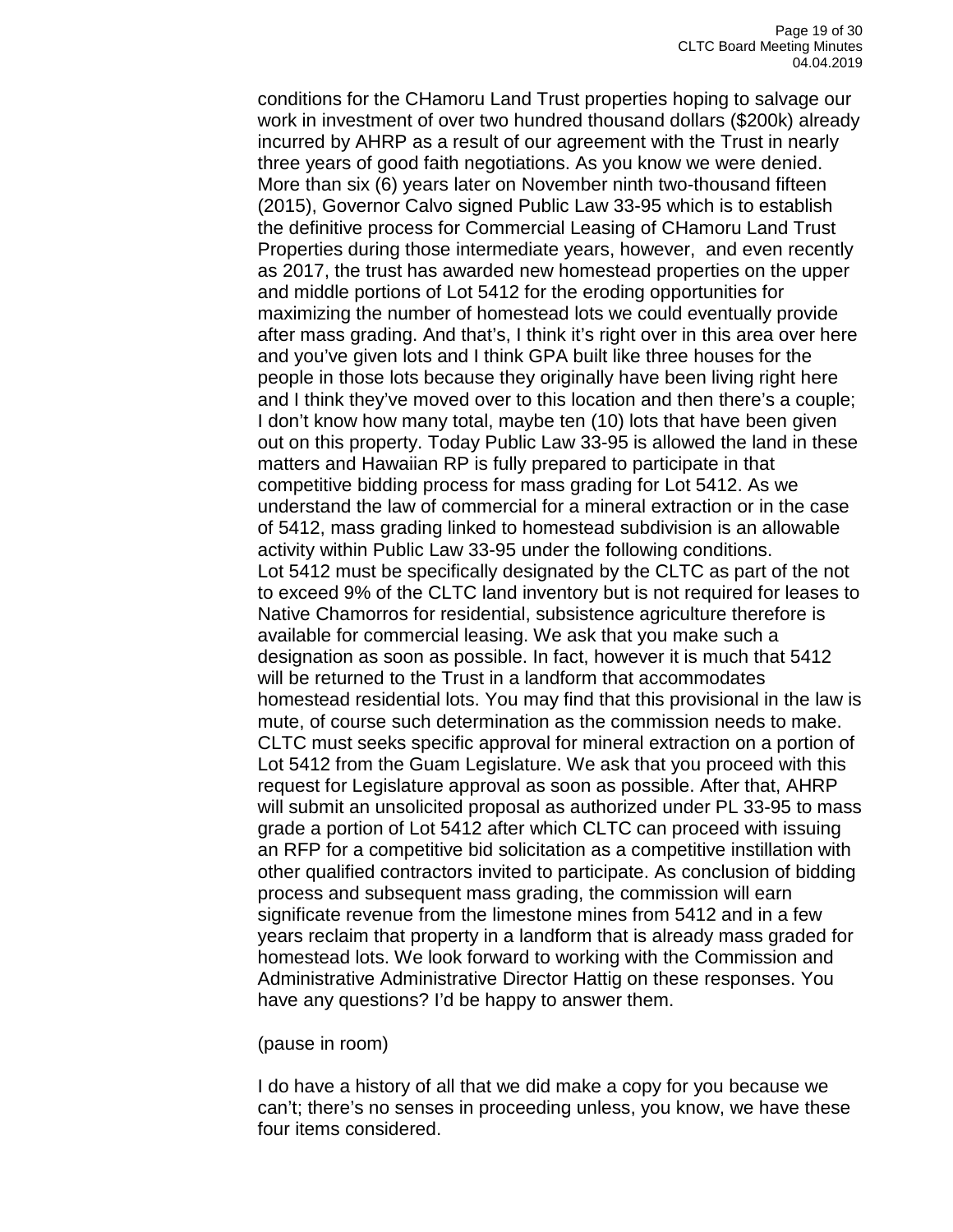conditions for the CHamoru Land Trust properties hoping to salvage our work in investment of over two hundred thousand dollars ($200k) already incurred by AHRP as a result of our agreement with the Trust in nearly three years of good faith negotiations. As you know we were denied. More than six (6) years later on November ninth two-thousand fifteen (2015), Governor Calvo signed Public Law 33-95 which is to establish the definitive process for Commercial Leasing of CHamoru Land Trust Properties during those intermediate years, however, and even recently as 2017, the trust has awarded new homestead properties on the upper and middle portions of Lot 5412 for the eroding opportunities for maximizing the number of homestead lots we could eventually provide after mass grading. And that's, I think it's right over in this area over here and you've given lots and I think GPA built like three houses for the people in those lots because they originally have been living right here and I think they've moved over to this location and then there's a couple; I don't know how many total, maybe ten (10) lots that have been given out on this property. Today Public Law 33-95 is allowed the land in these matters and Hawaiian RP is fully prepared to participate in that competitive bidding process for mass grading for Lot 5412. As we understand the law of commercial for a mineral extraction or in the case of 5412, mass grading linked to homestead subdivision is an allowable activity within Public Law 33-95 under the following conditions. Lot 5412 must be specifically designated by the CLTC as part of the not to exceed 9% of the CLTC land inventory but is not required for leases to Native Chamorros for residential, subsistence agriculture therefore is available for commercial leasing. We ask that you make such a designation as soon as possible. In fact, however it is much that 5412 will be returned to the Trust in a landform that accommodates homestead residential lots. You may find that this provisional in the law is mute, of course such determination as the commission needs to make. CLTC must seeks specific approval for mineral extraction on a portion of Lot 5412 from the Guam Legislature. We ask that you proceed with this request for Legislature approval as soon as possible. After that, AHRP will submit an unsolicited proposal as authorized under PL 33-95 to mass grade a portion of Lot 5412 after which CLTC can proceed with issuing an RFP for a competitive bid solicitation as a competitive instillation with other qualified contractors invited to participate. As conclusion of bidding process and subsequent mass grading, the commission will earn significate revenue from the limestone mines from 5412 and in a few years reclaim that property in a landform that is already mass graded for homestead lots. We look forward to working with the Commission and Administrative Administrative Director Hattig on these responses. You have any questions? I'd be happy to answer them.

(pause in room)

I do have a history of all that we did make a copy for you because we can't; there's no senses in proceeding unless, you know, we have these four items considered.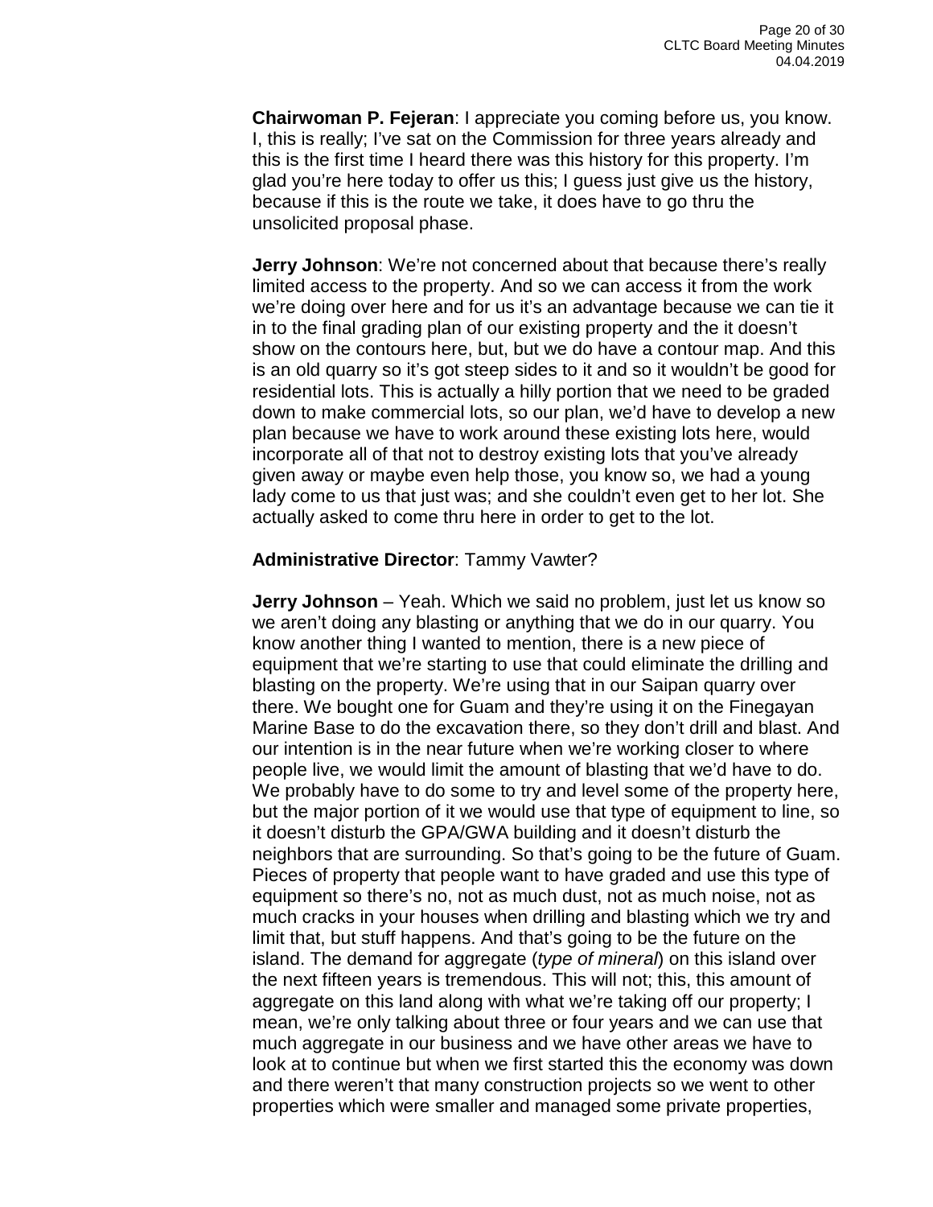**Chairwoman P. Fejeran**: I appreciate you coming before us, you know. I, this is really; I've sat on the Commission for three years already and this is the first time I heard there was this history for this property. I'm glad you're here today to offer us this; I guess just give us the history, because if this is the route we take, it does have to go thru the unsolicited proposal phase.

**Jerry Johnson**: We're not concerned about that because there's really limited access to the property. And so we can access it from the work we're doing over here and for us it's an advantage because we can tie it in to the final grading plan of our existing property and the it doesn't show on the contours here, but, but we do have a contour map. And this is an old quarry so it's got steep sides to it and so it wouldn't be good for residential lots. This is actually a hilly portion that we need to be graded down to make commercial lots, so our plan, we'd have to develop a new plan because we have to work around these existing lots here, would incorporate all of that not to destroy existing lots that you've already given away or maybe even help those, you know so, we had a young lady come to us that just was; and she couldn't even get to her lot. She actually asked to come thru here in order to get to the lot.

**Administrative Director**: Tammy Vawter?

**Jerry Johnson** – Yeah. Which we said no problem, just let us know so we aren't doing any blasting or anything that we do in our quarry. You know another thing I wanted to mention, there is a new piece of equipment that we're starting to use that could eliminate the drilling and blasting on the property. We're using that in our Saipan quarry over there. We bought one for Guam and they're using it on the Finegayan Marine Base to do the excavation there, so they don't drill and blast. And our intention is in the near future when we're working closer to where people live, we would limit the amount of blasting that we'd have to do. We probably have to do some to try and level some of the property here, but the major portion of it we would use that type of equipment to line, so it doesn't disturb the GPA/GWA building and it doesn't disturb the neighbors that are surrounding. So that's going to be the future of Guam. Pieces of property that people want to have graded and use this type of equipment so there's no, not as much dust, not as much noise, not as much cracks in your houses when drilling and blasting which we try and limit that, but stuff happens. And that's going to be the future on the island. The demand for aggregate (*type of mineral*) on this island over the next fifteen years is tremendous. This will not; this, this amount of aggregate on this land along with what we're taking off our property; I mean, we're only talking about three or four years and we can use that much aggregate in our business and we have other areas we have to look at to continue but when we first started this the economy was down and there weren't that many construction projects so we went to other properties which were smaller and managed some private properties,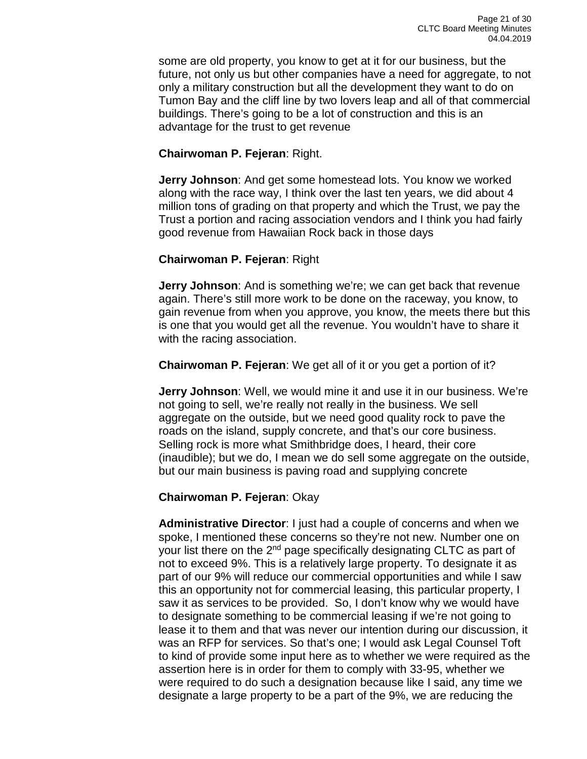some are old property, you know to get at it for our business, but the future, not only us but other companies have a need for aggregate, to not only a military construction but all the development they want to do on Tumon Bay and the cliff line by two lovers leap and all of that commercial buildings. There's going to be a lot of construction and this is an advantage for the trust to get revenue

**Chairwoman P. Fejeran**: Right.

**Jerry Johnson**: And get some homestead lots. You know we worked along with the race way, I think over the last ten years, we did about 4 million tons of grading on that property and which the Trust, we pay the Trust a portion and racing association vendors and I think you had fairly good revenue from Hawaiian Rock back in those days

**Chairwoman P. Fejeran**: Right

**Jerry Johnson**: And is something we're; we can get back that revenue again. There's still more work to be done on the raceway, you know, to gain revenue from when you approve, you know, the meets there but this is one that you would get all the revenue. You wouldn't have to share it with the racing association.

**Chairwoman P. Fejeran**: We get all of it or you get a portion of it?

**Jerry Johnson**: Well, we would mine it and use it in our business. We're not going to sell, we're really not really in the business. We sell aggregate on the outside, but we need good quality rock to pave the roads on the island, supply concrete, and that's our core business. Selling rock is more what Smithbridge does, I heard, their core (inaudible); but we do, I mean we do sell some aggregate on the outside, but our main business is paving road and supplying concrete

**Chairwoman P. Fejeran**: Okay

**Administrative Director**: I just had a couple of concerns and when we spoke, I mentioned these concerns so they're not new. Number one on your list there on the 2nd page specifically designating CLTC as part of not to exceed 9%. This is a relatively large property. To designate it as part of our 9% will reduce our commercial opportunities and while I saw this an opportunity not for commercial leasing, this particular property, I saw it as services to be provided. So, I don't know why we would have to designate something to be commercial leasing if we're not going to lease it to them and that was never our intention during our discussion, it was an RFP for services. So that's one; I would ask Legal Counsel Toft to kind of provide some input here as to whether we were required as the assertion here is in order for them to comply with 33-95, whether we were required to do such a designation because like I said, any time we designate a large property to be a part of the 9%, we are reducing the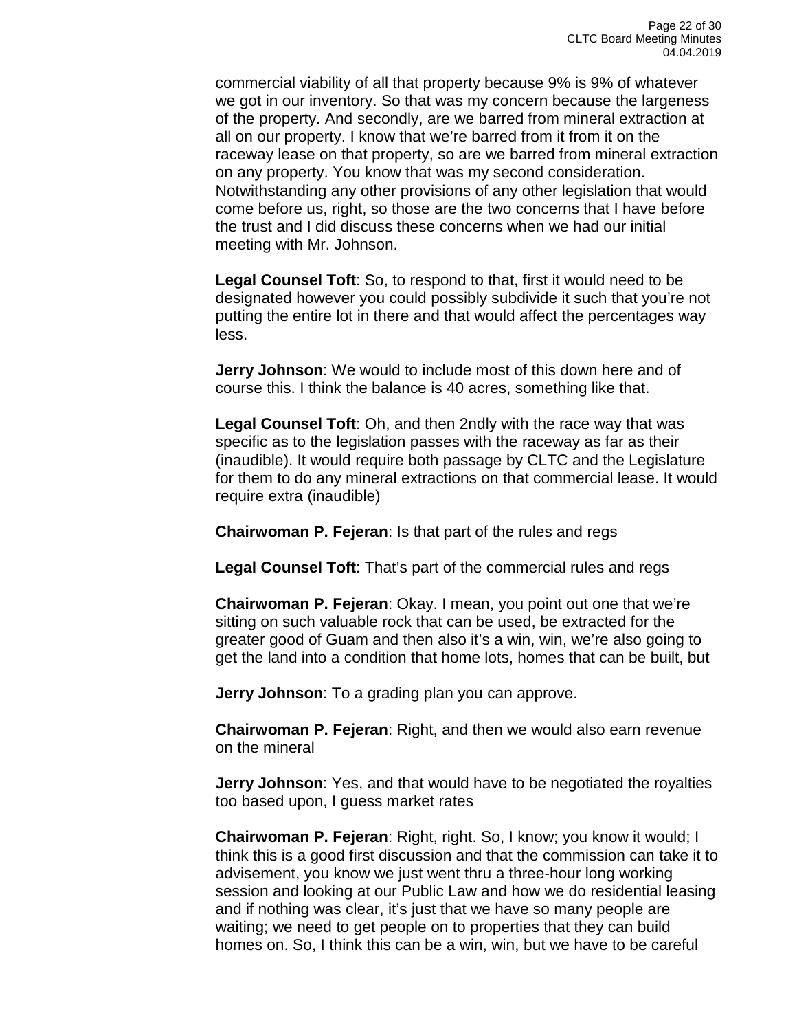commercial viability of all that property because 9% is 9% of whatever we got in our inventory. So that was my concern because the largeness of the property. And secondly, are we barred from mineral extraction at all on our property. I know that we're barred from it from it on the raceway lease on that property, so are we barred from mineral extraction on any property. You know that was my second consideration. Notwithstanding any other provisions of any other legislation that would come before us, right, so those are the two concerns that I have before the trust and I did discuss these concerns when we had our initial meeting with Mr. Johnson.

**Legal Counsel Toft**: So, to respond to that, first it would need to be designated however you could possibly subdivide it such that you're not putting the entire lot in there and that would affect the percentages way less.

**Jerry Johnson**: We would to include most of this down here and of course this. I think the balance is 40 acres, something like that.

**Legal Counsel Toft**: Oh, and then 2ndly with the race way that was specific as to the legislation passes with the raceway as far as their (inaudible). It would require both passage by CLTC and the Legislature for them to do any mineral extractions on that commercial lease. It would require extra (inaudible)

**Chairwoman P. Fejeran**: Is that part of the rules and regs

**Legal Counsel Toft**: That's part of the commercial rules and regs

**Chairwoman P. Fejeran**: Okay. I mean, you point out one that we're sitting on such valuable rock that can be used, be extracted for the greater good of Guam and then also it's a win, win, we're also going to get the land into a condition that home lots, homes that can be built, but

**Jerry Johnson**: To a grading plan you can approve.

**Chairwoman P. Fejeran**: Right, and then we would also earn revenue on the mineral

**Jerry Johnson**: Yes, and that would have to be negotiated the royalties too based upon, I guess market rates

**Chairwoman P. Fejeran**: Right, right. So, I know; you know it would; I think this is a good first discussion and that the commission can take it to advisement, you know we just went thru a three-hour long working session and looking at our Public Law and how we do residential leasing and if nothing was clear, it's just that we have so many people are waiting; we need to get people on to properties that they can build homes on. So, I think this can be a win, win, but we have to be careful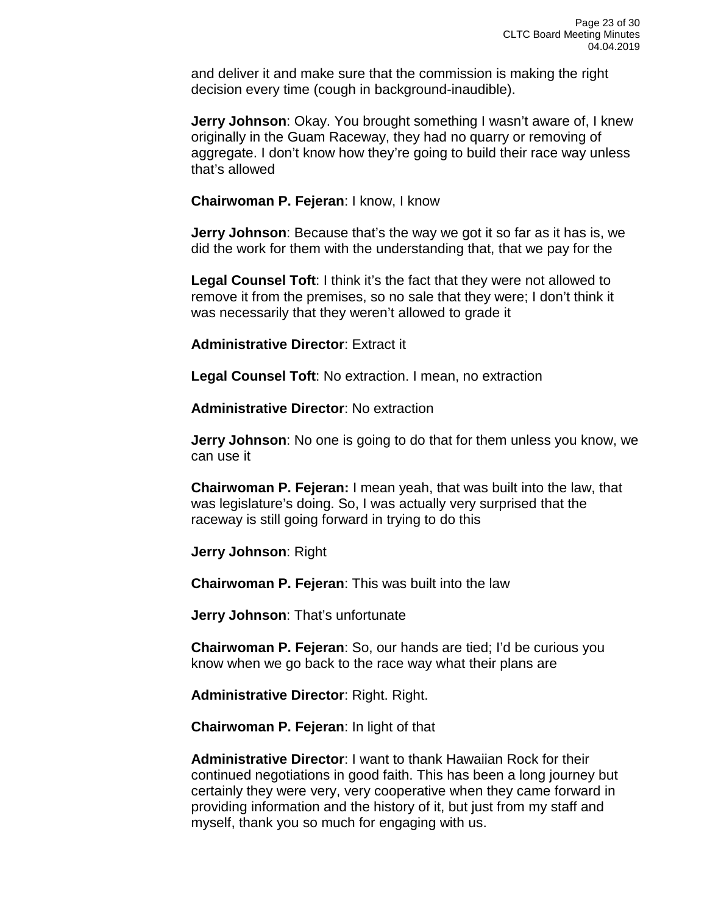and deliver it and make sure that the commission is making the right decision every time (cough in background-inaudible).

**Jerry Johnson**: Okay. You brought something I wasn't aware of, I knew originally in the Guam Raceway, they had no quarry or removing of aggregate. I don't know how they're going to build their race way unless that's allowed

**Chairwoman P. Fejeran**: I know, I know

**Jerry Johnson**: Because that's the way we got it so far as it has is, we did the work for them with the understanding that, that we pay for the

**Legal Counsel Toft**: I think it's the fact that they were not allowed to remove it from the premises, so no sale that they were; I don't think it was necessarily that they weren't allowed to grade it

**Administrative Director**: Extract it

**Legal Counsel Toft**: No extraction. I mean, no extraction

**Administrative Director**: No extraction

**Jerry Johnson**: No one is going to do that for them unless you know, we can use it

**Chairwoman P. Fejeran:** I mean yeah, that was built into the law, that was legislature's doing. So, I was actually very surprised that the raceway is still going forward in trying to do this

**Jerry Johnson**: Right

**Chairwoman P. Fejeran**: This was built into the law

**Jerry Johnson**: That's unfortunate

**Chairwoman P. Fejeran**: So, our hands are tied; I'd be curious you know when we go back to the race way what their plans are

**Administrative Director**: Right. Right.

**Chairwoman P. Fejeran**: In light of that

**Administrative Director**: I want to thank Hawaiian Rock for their continued negotiations in good faith. This has been a long journey but certainly they were very, very cooperative when they came forward in providing information and the history of it, but just from my staff and myself, thank you so much for engaging with us.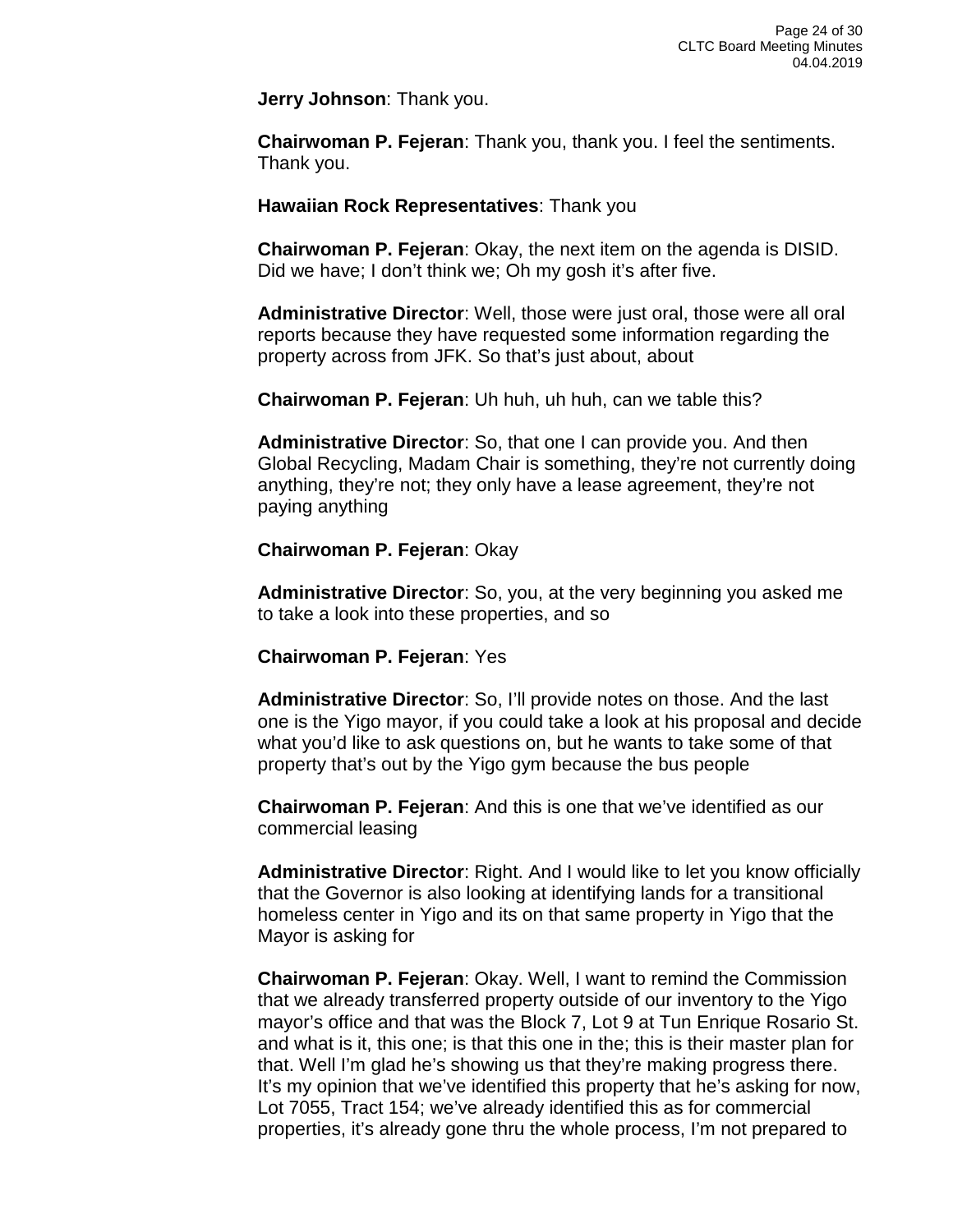**Jerry Johnson**: Thank you.

**Chairwoman P. Fejeran**: Thank you, thank you. I feel the sentiments. Thank you.

**Hawaiian Rock Representatives**: Thank you

**Chairwoman P. Fejeran**: Okay, the next item on the agenda is DISID. Did we have; I don't think we; Oh my gosh it's after five.

**Administrative Director**: Well, those were just oral, those were all oral reports because they have requested some information regarding the property across from JFK. So that's just about, about

**Chairwoman P. Fejeran**: Uh huh, uh huh, can we table this?

**Administrative Director**: So, that one I can provide you. And then Global Recycling, Madam Chair is something, they're not currently doing anything, they're not; they only have a lease agreement, they're not paying anything

**Chairwoman P. Fejeran**: Okay

**Administrative Director**: So, you, at the very beginning you asked me to take a look into these properties, and so

**Chairwoman P. Fejeran**: Yes

**Administrative Director**: So, I'll provide notes on those. And the last one is the Yigo mayor, if you could take a look at his proposal and decide what you'd like to ask questions on, but he wants to take some of that property that's out by the Yigo gym because the bus people

**Chairwoman P. Fejeran**: And this is one that we've identified as our commercial leasing

**Administrative Director**: Right. And I would like to let you know officially that the Governor is also looking at identifying lands for a transitional homeless center in Yigo and its on that same property in Yigo that the Mayor is asking for

**Chairwoman P. Fejeran**: Okay. Well, I want to remind the Commission that we already transferred property outside of our inventory to the Yigo mayor's office and that was the Block 7, Lot 9 at Tun Enrique Rosario St. and what is it, this one; is that this one in the; this is their master plan for that. Well I'm glad he's showing us that they're making progress there. It's my opinion that we've identified this property that he's asking for now, Lot 7055, Tract 154; we've already identified this as for commercial properties, it's already gone thru the whole process, I'm not prepared to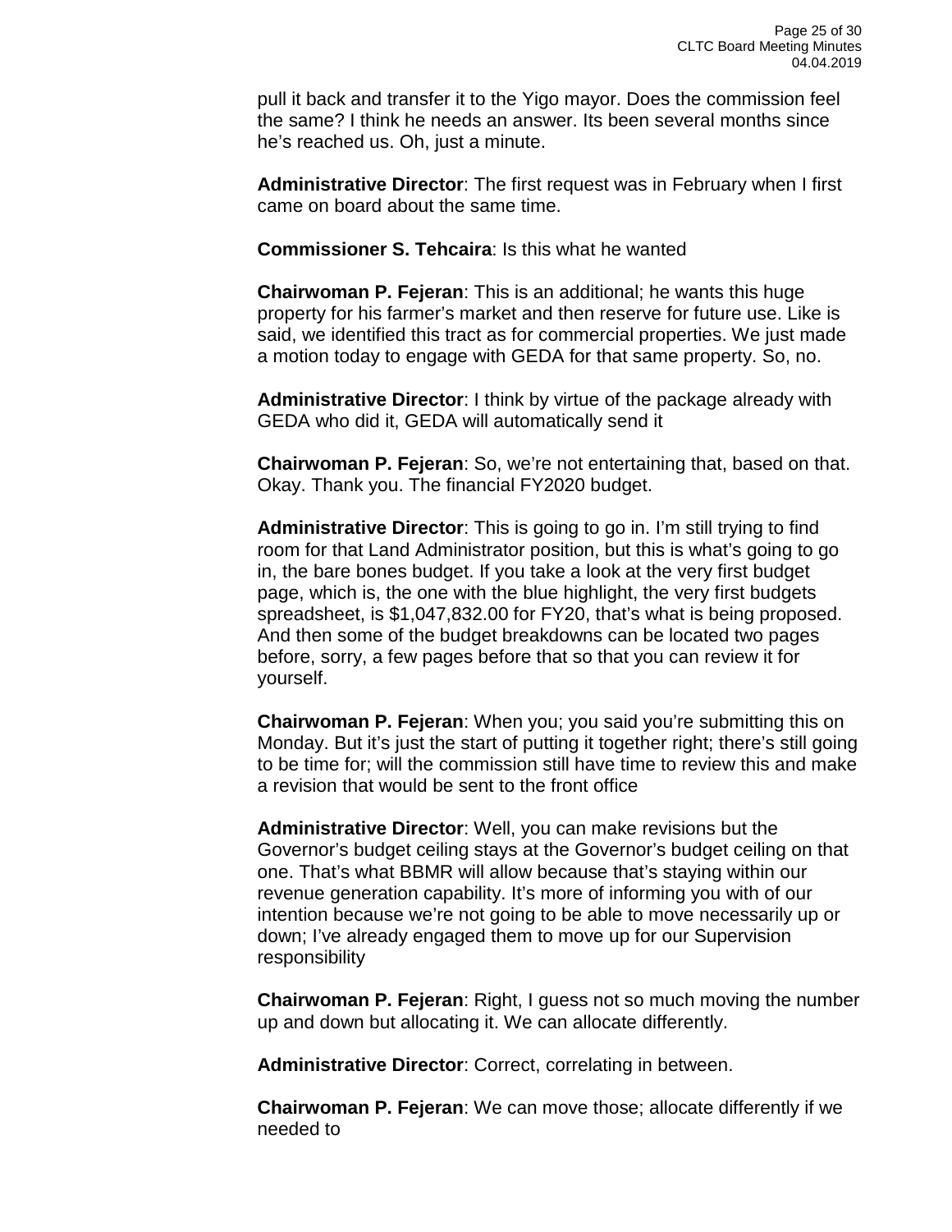pull it back and transfer it to the Yigo mayor. Does the commission feel the same? I think he needs an answer. Its been several months since he's reached us. Oh, just a minute.

**Administrative Director**: The first request was in February when I first came on board about the same time.

**Commissioner S. Tehcaira**: Is this what he wanted

**Chairwoman P. Fejeran**: This is an additional; he wants this huge property for his farmer's market and then reserve for future use. Like is said, we identified this tract as for commercial properties. We just made a motion today to engage with GEDA for that same property. So, no.

**Administrative Director**: I think by virtue of the package already with GEDA who did it, GEDA will automatically send it

**Chairwoman P. Fejeran**: So, we're not entertaining that, based on that. Okay. Thank you. The financial FY2020 budget.

**Administrative Director**: This is going to go in. I'm still trying to find room for that Land Administrator position, but this is what's going to go in, the bare bones budget. If you take a look at the very first budget page, which is, the one with the blue highlight, the very first budgets spreadsheet, is $1,047,832.00 for FY20, that's what is being proposed. And then some of the budget breakdowns can be located two pages before, sorry, a few pages before that so that you can review it for yourself.

**Chairwoman P. Fejeran**: When you; you said you're submitting this on Monday. But it's just the start of putting it together right; there's still going to be time for; will the commission still have time to review this and make a revision that would be sent to the front office

**Administrative Director**: Well, you can make revisions but the Governor's budget ceiling stays at the Governor's budget ceiling on that one. That's what BBMR will allow because that's staying within our revenue generation capability. It's more of informing you with of our intention because we're not going to be able to move necessarily up or down; I've already engaged them to move up for our Supervision responsibility

**Chairwoman P. Fejeran**: Right, I guess not so much moving the number up and down but allocating it. We can allocate differently.

**Administrative Director**: Correct, correlating in between.

**Chairwoman P. Fejeran**: We can move those; allocate differently if we needed to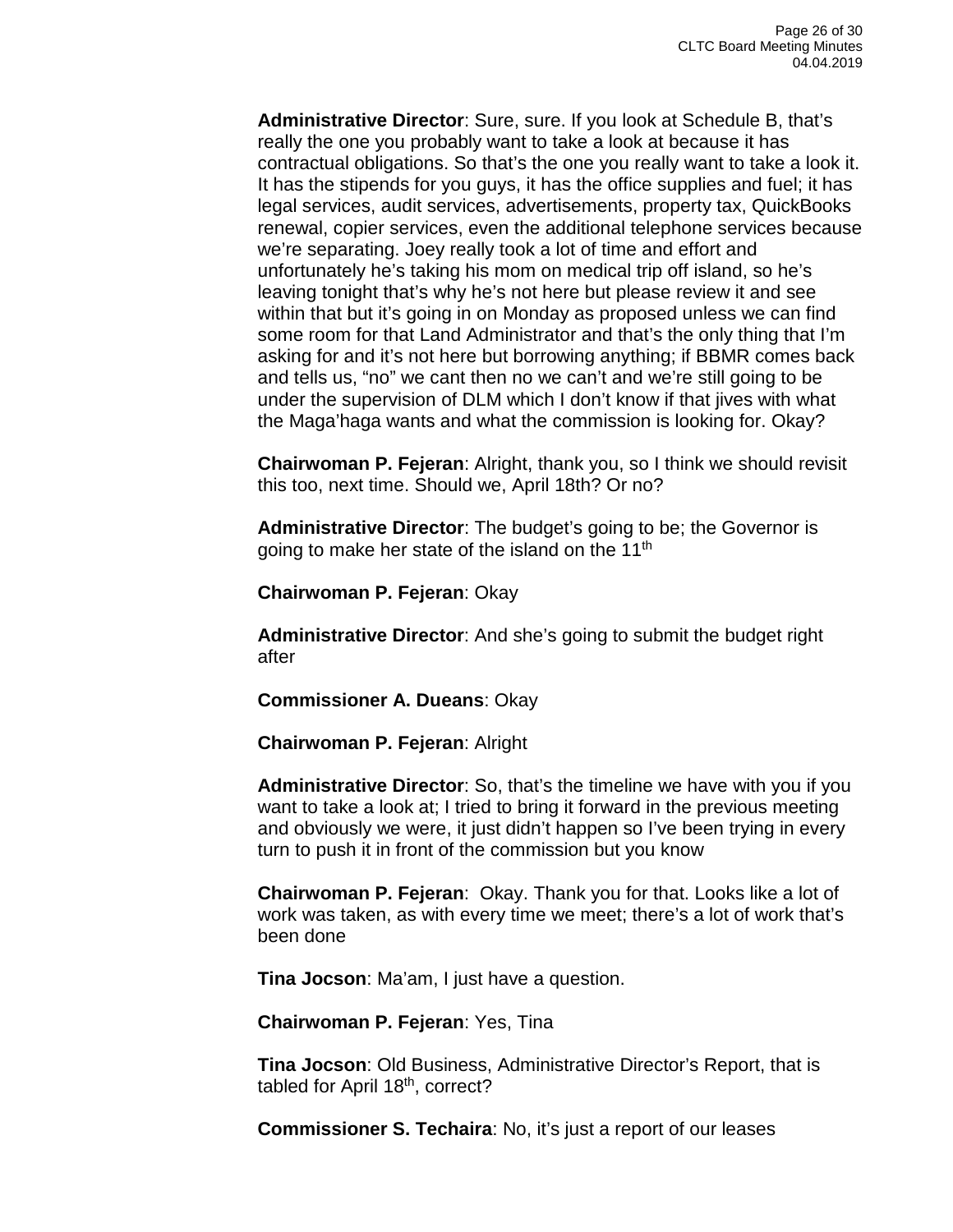**Administrative Director**: Sure, sure. If you look at Schedule B, that's really the one you probably want to take a look at because it has contractual obligations. So that's the one you really want to take a look it. It has the stipends for you guys, it has the office supplies and fuel; it has legal services, audit services, advertisements, property tax, QuickBooks renewal, copier services, even the additional telephone services because we're separating. Joey really took a lot of time and effort and unfortunately he's taking his mom on medical trip off island, so he's leaving tonight that's why he's not here but please review it and see within that but it's going in on Monday as proposed unless we can find some room for that Land Administrator and that's the only thing that I'm asking for and it's not here but borrowing anything; if BBMR comes back and tells us, "no" we cant then no we can't and we're still going to be under the supervision of DLM which I don't know if that jives with what the Maga'haga wants and what the commission is looking for. Okay?

**Chairwoman P. Fejeran**: Alright, thank you, so I think we should revisit this too, next time. Should we, April 18th? Or no?

**Administrative Director**: The budget's going to be; the Governor is going to make her state of the island on the 11th

**Chairwoman P. Fejeran**: Okay

**Administrative Director**: And she's going to submit the budget right after

**Commissioner A. Dueans**: Okay

**Chairwoman P. Fejeran**: Alright

**Administrative Director**: So, that's the timeline we have with you if you want to take a look at; I tried to bring it forward in the previous meeting and obviously we were, it just didn't happen so I've been trying in every turn to push it in front of the commission but you know

**Chairwoman P. Fejeran**:  Okay. Thank you for that. Looks like a lot of work was taken, as with every time we meet; there's a lot of work that's been done

**Tina Jocson**: Ma'am, I just have a question.

**Chairwoman P. Fejeran**: Yes, Tina

**Tina Jocson**: Old Business, Administrative Director's Report, that is tabled for April 18th, correct?

**Commissioner S. Techaira**: No, it's just a report of our leases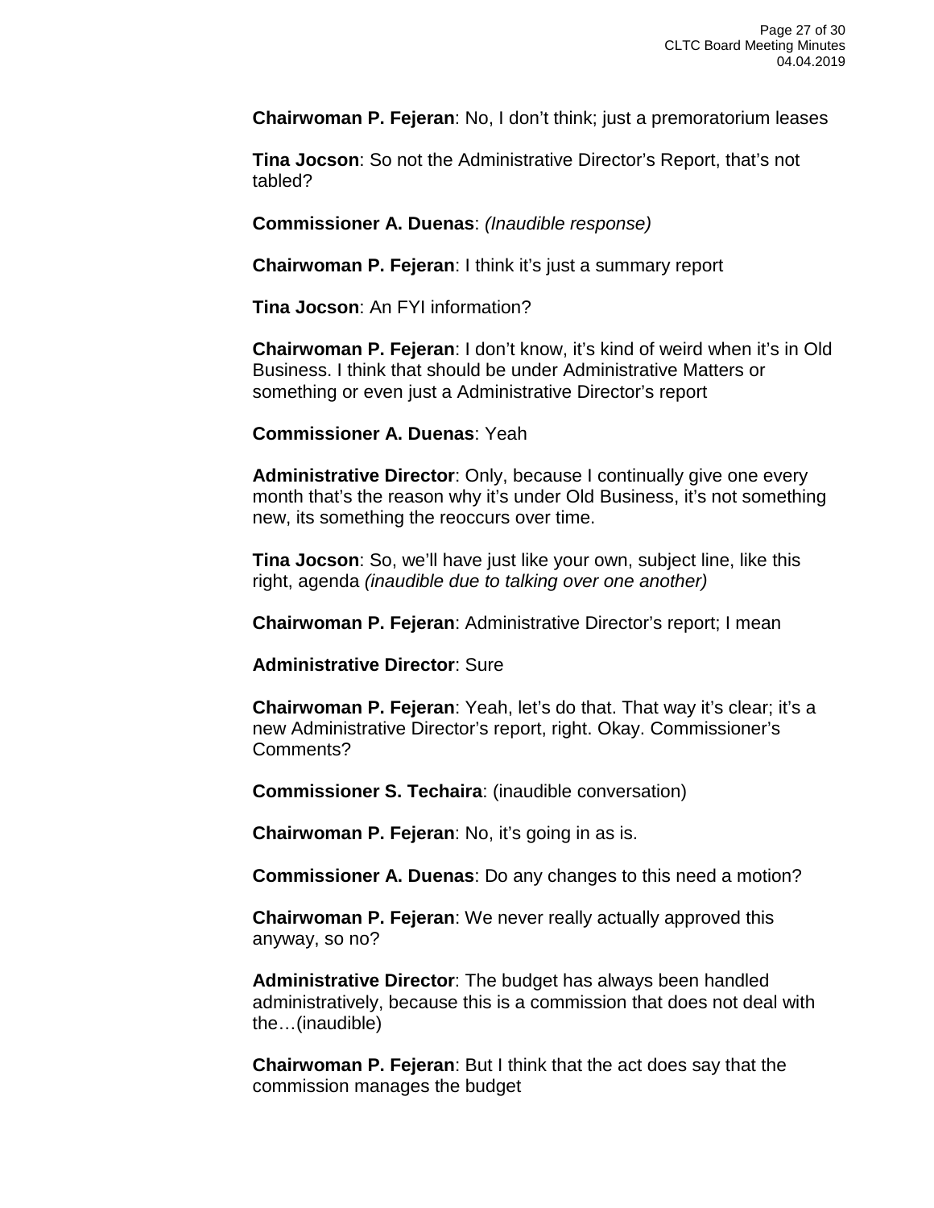**Chairwoman P. Fejeran**: No, I don't think; just a premoratorium leases

**Tina Jocson**: So not the Administrative Director's Report, that's not tabled?

**Commissioner A. Duenas**: *(Inaudible response)*

**Chairwoman P. Fejeran**: I think it's just a summary report

**Tina Jocson**: An FYI information?

**Chairwoman P. Fejeran**: I don't know, it's kind of weird when it's in Old Business. I think that should be under Administrative Matters or something or even just a Administrative Director's report

**Commissioner A. Duenas**: Yeah

**Administrative Director**: Only, because I continually give one every month that's the reason why it's under Old Business, it's not something new, its something the reoccurs over time.

**Tina Jocson**: So, we'll have just like your own, subject line, like this right, agenda *(inaudible due to talking over one another)*

**Chairwoman P. Fejeran**: Administrative Director's report; I mean

**Administrative Director**: Sure

**Chairwoman P. Fejeran**: Yeah, let's do that. That way it's clear; it's a new Administrative Director's report, right. Okay. Commissioner's Comments?

**Commissioner S. Techaira**: (inaudible conversation)

**Chairwoman P. Fejeran**: No, it's going in as is.

**Commissioner A. Duenas**: Do any changes to this need a motion?

**Chairwoman P. Fejeran**: We never really actually approved this anyway, so no?

**Administrative Director**: The budget has always been handled administratively, because this is a commission that does not deal with the…(inaudible)

**Chairwoman P. Fejeran**: But I think that the act does say that the commission manages the budget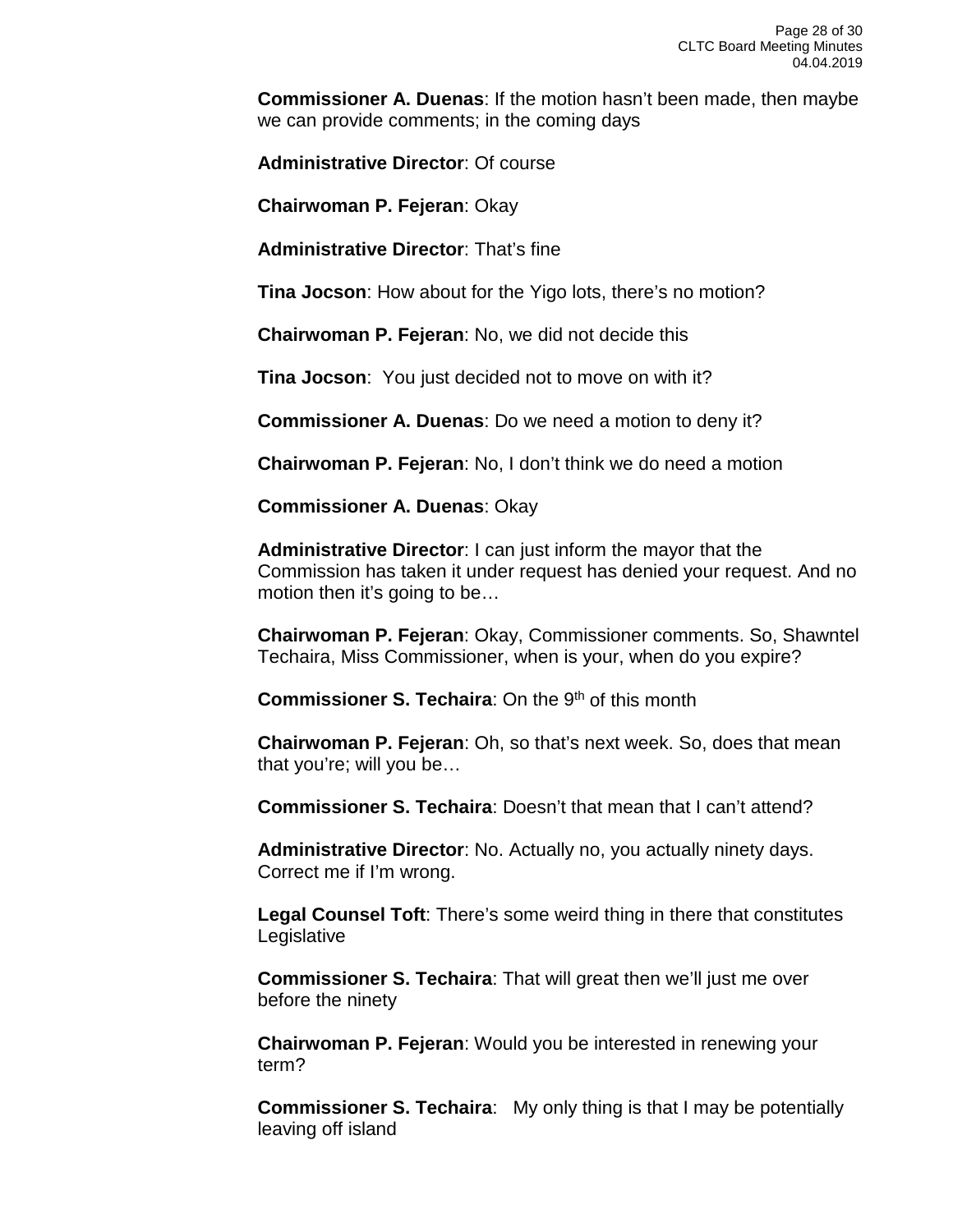**Commissioner A. Duenas**: If the motion hasn't been made, then maybe we can provide comments; in the coming days

**Administrative Director**: Of course

**Chairwoman P. Fejeran**: Okay

**Administrative Director**: That's fine

**Tina Jocson**: How about for the Yigo lots, there's no motion?

**Chairwoman P. Fejeran**: No, we did not decide this

**Tina Jocson**: You just decided not to move on with it?

**Commissioner A. Duenas**: Do we need a motion to deny it?

**Chairwoman P. Fejeran**: No, I don't think we do need a motion

**Commissioner A. Duenas**: Okay

**Administrative Director**: I can just inform the mayor that the Commission has taken it under request has denied your request. And no motion then it's going to be…

**Chairwoman P. Fejeran**: Okay, Commissioner comments. So, Shawntel Techaira, Miss Commissioner, when is your, when do you expire?

**Commissioner S. Techaira**: On the 9th of this month

**Chairwoman P. Fejeran**: Oh, so that's next week. So, does that mean that you're; will you be…

**Commissioner S. Techaira**: Doesn't that mean that I can't attend?

**Administrative Director**: No. Actually no, you actually ninety days. Correct me if I'm wrong.

**Legal Counsel Toft**: There's some weird thing in there that constitutes Legislative

**Commissioner S. Techaira**: That will great then we'll just me over before the ninety

**Chairwoman P. Fejeran**: Would you be interested in renewing your term?

**Commissioner S. Techaira**: My only thing is that I may be potentially leaving off island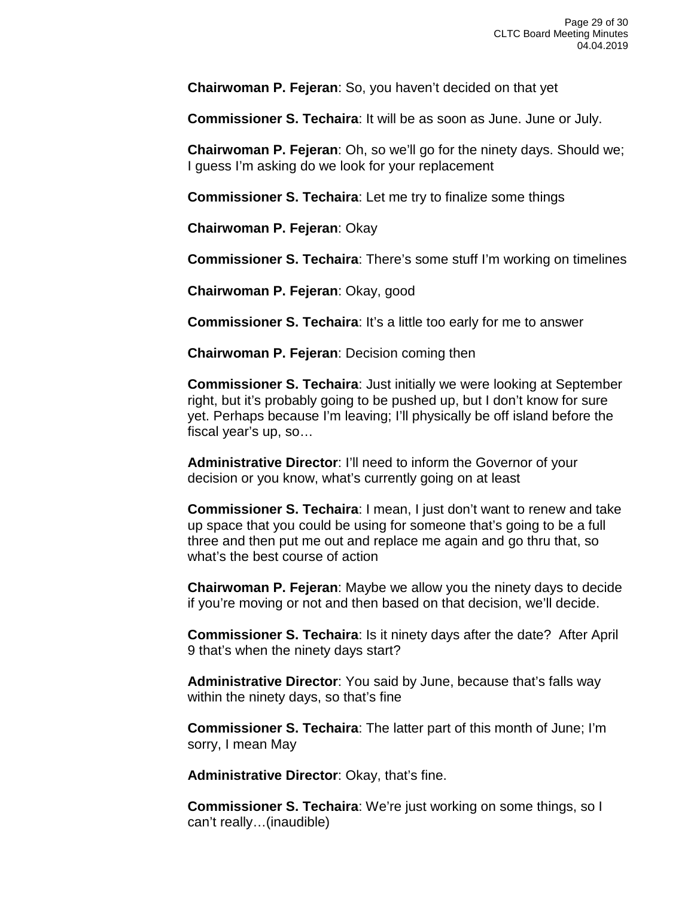**Chairwoman P. Fejeran**: So, you haven't decided on that yet

**Commissioner S. Techaira**: It will be as soon as June. June or July.

**Chairwoman P. Fejeran**: Oh, so we'll go for the ninety days. Should we; I guess I'm asking do we look for your replacement

**Commissioner S. Techaira**: Let me try to finalize some things

**Chairwoman P. Fejeran**: Okay

**Commissioner S. Techaira**: There's some stuff I'm working on timelines

**Chairwoman P. Fejeran**: Okay, good

**Commissioner S. Techaira**: It's a little too early for me to answer

**Chairwoman P. Fejeran**: Decision coming then

**Commissioner S. Techaira**: Just initially we were looking at September right, but it's probably going to be pushed up, but I don't know for sure yet. Perhaps because I'm leaving; I'll physically be off island before the fiscal year's up, so…

**Administrative Director**: I'll need to inform the Governor of your decision or you know, what's currently going on at least

**Commissioner S. Techaira**: I mean, I just don't want to renew and take up space that you could be using for someone that's going to be a full three and then put me out and replace me again and go thru that, so what's the best course of action

**Chairwoman P. Fejeran**: Maybe we allow you the ninety days to decide if you're moving or not and then based on that decision, we'll decide.

**Commissioner S. Techaira**: Is it ninety days after the date? After April 9 that's when the ninety days start?

**Administrative Director**: You said by June, because that's falls way within the ninety days, so that's fine

**Commissioner S. Techaira**: The latter part of this month of June; I'm sorry, I mean May

**Administrative Director**: Okay, that's fine.

**Commissioner S. Techaira**: We're just working on some things, so I can't really…(inaudible)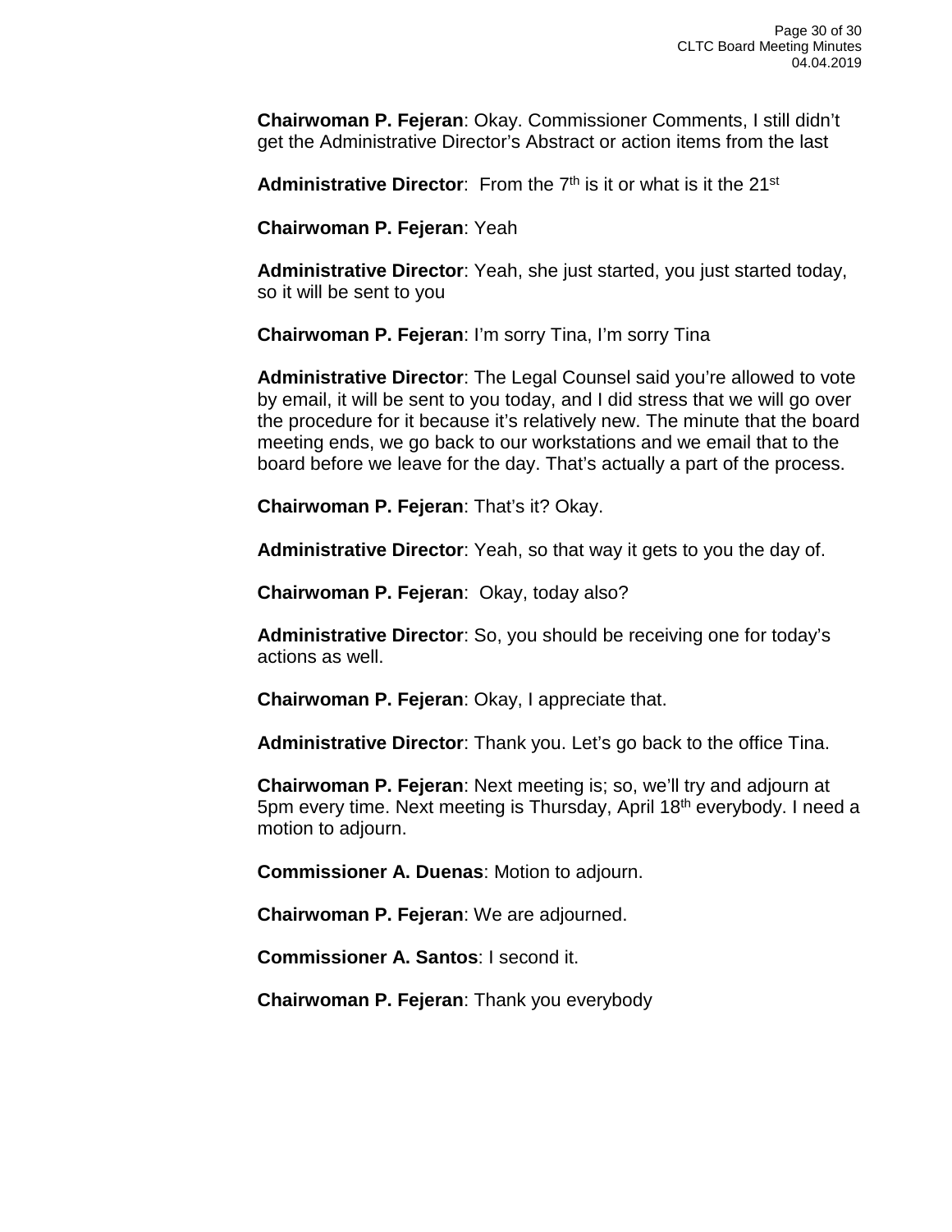**Chairwoman P. Fejeran**: Okay. Commissioner Comments, I still didn't get the Administrative Director's Abstract or action items from the last

**Administrative Director**: From the 7th is it or what is it the 21st

**Chairwoman P. Fejeran**: Yeah

**Administrative Director**: Yeah, she just started, you just started today, so it will be sent to you

**Chairwoman P. Fejeran**: I'm sorry Tina, I'm sorry Tina

**Administrative Director**: The Legal Counsel said you're allowed to vote by email, it will be sent to you today, and I did stress that we will go over the procedure for it because it's relatively new. The minute that the board meeting ends, we go back to our workstations and we email that to the board before we leave for the day. That's actually a part of the process.

**Chairwoman P. Fejeran**: That's it? Okay.

**Administrative Director**: Yeah, so that way it gets to you the day of.

**Chairwoman P. Fejeran**: Okay, today also?

**Administrative Director**: So, you should be receiving one for today's actions as well.

**Chairwoman P. Fejeran**: Okay, I appreciate that.

**Administrative Director**: Thank you. Let's go back to the office Tina.

**Chairwoman P. Fejeran**: Next meeting is; so, we'll try and adjourn at 5pm every time. Next meeting is Thursday, April 18th everybody. I need a motion to adjourn.

**Commissioner A. Duenas**: Motion to adjourn.

**Chairwoman P. Fejeran**: We are adjourned.

**Commissioner A. Santos**: I second it.

**Chairwoman P. Fejeran**: Thank you everybody